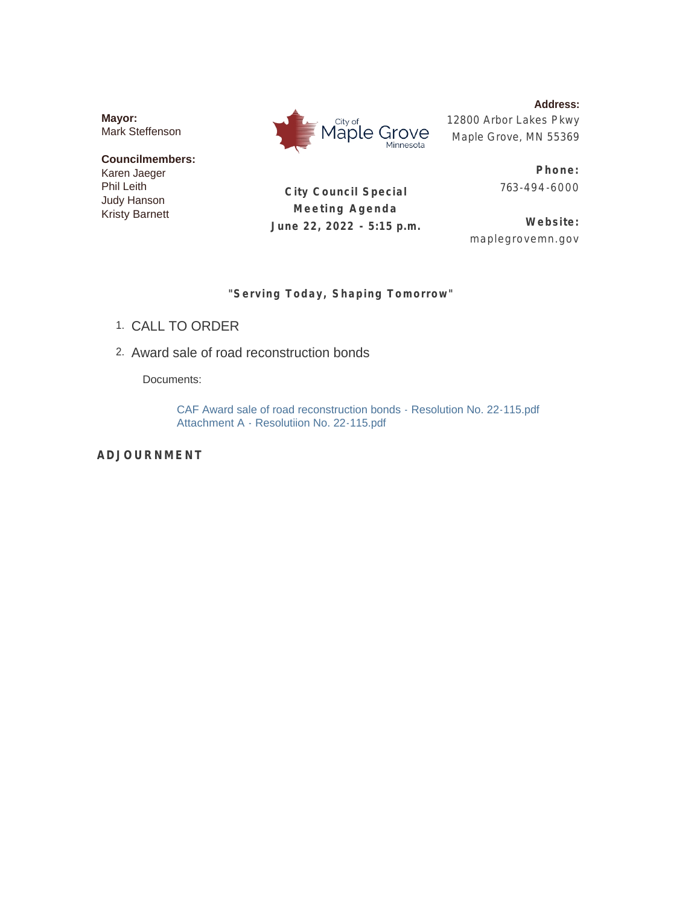**Mayor:**
Mark Steffenson

**Councilmembers:**
Karen Jaeger
Phil Leith
Judy Hanson
Kristy Barnett

City of Maple Grove Minnesota

**City Council Special Meeting Agenda**
**June 22, 2022 - 5:15 p.m.**

**Address:**
12800 Arbor Lakes Pkwy
Maple Grove, MN 55369

**Phone:**
763-494-6000

**Website:**
maplegrovemn.gov

**"Serving Today, Shaping Tomorrow"**

1. CALL TO ORDER
2. Award sale of road reconstruction bonds

   Documents:

   CAF Award sale of road reconstruction bonds - Resolution No. 22-115.pdf
   Attachment A - Resolutiion No. 22-115.pdf

**ADJOURNMENT**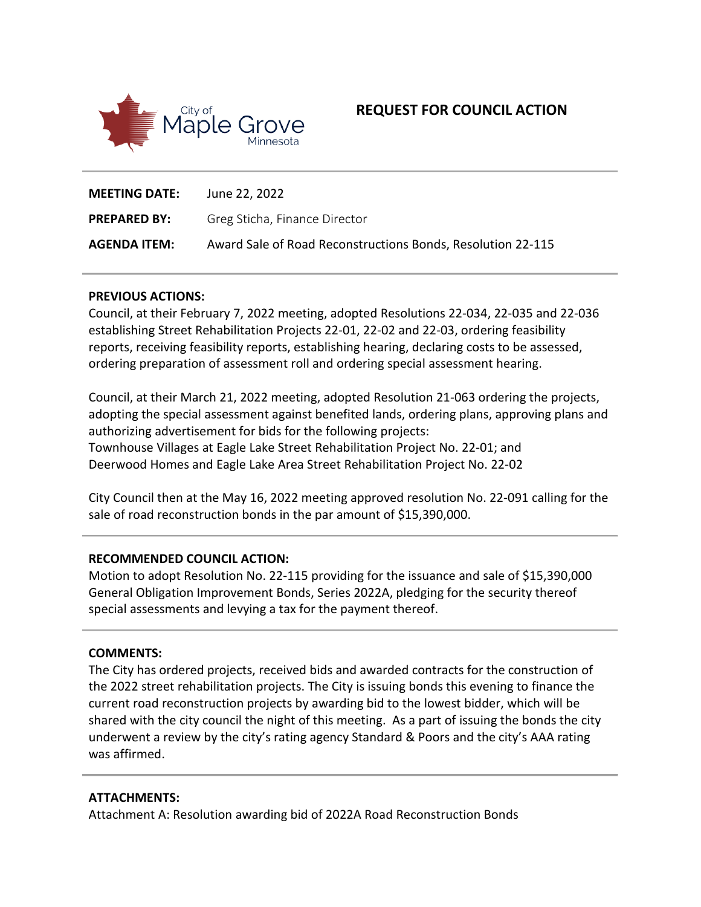City of Maple Grove Minnesota

# REQUEST FOR COUNCIL ACTION

**MEETING DATE:** June 22, 2022

**PREPARED BY:** Greg Sticha, Finance Director

**AGENDA ITEM:** Award Sale of Road Reconstructions Bonds, Resolution 22-115

**PREVIOUS ACTIONS:**

Council, at their February 7, 2022 meeting, adopted Resolutions 22-034, 22-035 and 22-036 establishing Street Rehabilitation Projects 22-01, 22-02 and 22-03, ordering feasibility reports, receiving feasibility reports, establishing hearing, declaring costs to be assessed, ordering preparation of assessment roll and ordering special assessment hearing.

Council, at their March 21, 2022 meeting, adopted Resolution 21-063 ordering the projects, adopting the special assessment against benefited lands, ordering plans, approving plans and authorizing advertisement for bids for the following projects:
Townhouse Villages at Eagle Lake Street Rehabilitation Project No. 22-01; and
Deerwood Homes and Eagle Lake Area Street Rehabilitation Project No. 22-02

City Council then at the May 16, 2022 meeting approved resolution No. 22-091 calling for the sale of road reconstruction bonds in the par amount of $15,390,000.

**RECOMMENDED COUNCIL ACTION:**

Motion to adopt Resolution No. 22-115 providing for the issuance and sale of $15,390,000 General Obligation Improvement Bonds, Series 2022A, pledging for the security thereof special assessments and levying a tax for the payment thereof.

**COMMENTS:**

The City has ordered projects, received bids and awarded contracts for the construction of the 2022 street rehabilitation projects. The City is issuing bonds this evening to finance the current road reconstruction projects by awarding bid to the lowest bidder, which will be shared with the city council the night of this meeting. As a part of issuing the bonds the city underwent a review by the city's rating agency Standard & Poors and the city's AAA rating was affirmed.

**ATTACHMENTS:**

Attachment A: Resolution awarding bid of 2022A Road Reconstruction Bonds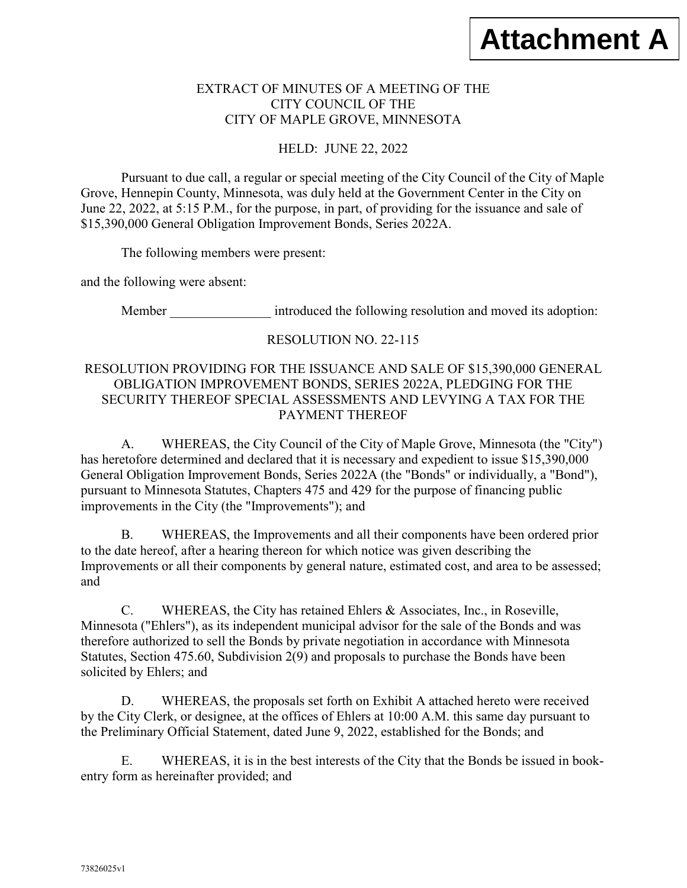**Attachment A**

EXTRACT OF MINUTES OF A MEETING OF THE
CITY COUNCIL OF THE
CITY OF MAPLE GROVE, MINNESOTA

HELD: JUNE 22, 2022

Pursuant to due call, a regular or special meeting of the City Council of the City of Maple Grove, Hennepin County, Minnesota, was duly held at the Government Center in the City on June 22, 2022, at 5:15 P.M., for the purpose, in part, of providing for the issuance and sale of $15,390,000 General Obligation Improvement Bonds, Series 2022A.

The following members were present:

and the following were absent:

Member _______________ introduced the following resolution and moved its adoption:

RESOLUTION NO. 22-115

RESOLUTION PROVIDING FOR THE ISSUANCE AND SALE OF $15,390,000 GENERAL OBLIGATION IMPROVEMENT BONDS, SERIES 2022A, PLEDGING FOR THE SECURITY THEREOF SPECIAL ASSESSMENTS AND LEVYING A TAX FOR THE PAYMENT THEREOF

A. WHEREAS, the City Council of the City of Maple Grove, Minnesota (the "City") has heretofore determined and declared that it is necessary and expedient to issue $15,390,000 General Obligation Improvement Bonds, Series 2022A (the "Bonds" or individually, a "Bond"), pursuant to Minnesota Statutes, Chapters 475 and 429 for the purpose of financing public improvements in the City (the "Improvements"); and

B. WHEREAS, the Improvements and all their components have been ordered prior to the date hereof, after a hearing thereon for which notice was given describing the Improvements or all their components by general nature, estimated cost, and area to be assessed; and

C. WHEREAS, the City has retained Ehlers & Associates, Inc., in Roseville, Minnesota ("Ehlers"), as its independent municipal advisor for the sale of the Bonds and was therefore authorized to sell the Bonds by private negotiation in accordance with Minnesota Statutes, Section 475.60, Subdivision 2(9) and proposals to purchase the Bonds have been solicited by Ehlers; and

D. WHEREAS, the proposals set forth on Exhibit A attached hereto were received by the City Clerk, or designee, at the offices of Ehlers at 10:00 A.M. this same day pursuant to the Preliminary Official Statement, dated June 9, 2022, established for the Bonds; and

E. WHEREAS, it is in the best interests of the City that the Bonds be issued in book-entry form as hereinafter provided; and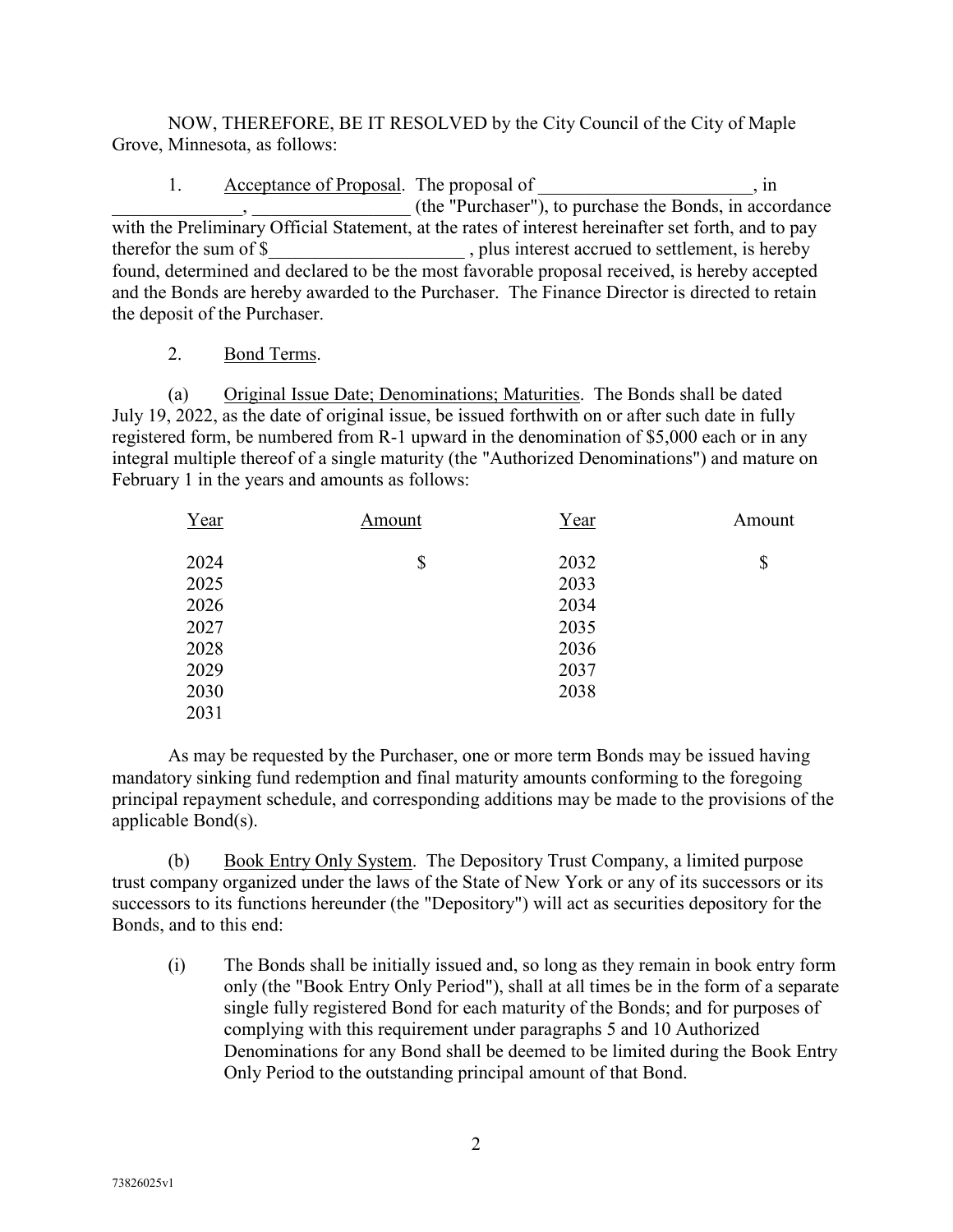NOW, THEREFORE, BE IT RESOLVED by the City Council of the City of Maple Grove, Minnesota, as follows:

1. Acceptance of Proposal. The proposal of _______________________, in ______________, _________________ (the "Purchaser"), to purchase the Bonds, in accordance with the Preliminary Official Statement, at the rates of interest hereinafter set forth, and to pay therefor the sum of $_____________________ , plus interest accrued to settlement, is hereby found, determined and declared to be the most favorable proposal received, is hereby accepted and the Bonds are hereby awarded to the Purchaser. The Finance Director is directed to retain the deposit of the Purchaser.

2. Bond Terms.

(a) Original Issue Date; Denominations; Maturities. The Bonds shall be dated July 19, 2022, as the date of original issue, be issued forthwith on or after such date in fully registered form, be numbered from R-1 upward in the denomination of $5,000 each or in any integral multiple thereof of a single maturity (the "Authorized Denominations") and mature on February 1 in the years and amounts as follows:

| Year | Amount | Year | Amount |
|---|---|---|---|
| 2024 | $ | 2032 | $ |
| 2025 | | 2033 | |
| 2026 | | 2034 | |
| 2027 | | 2035 | |
| 2028 | | 2036 | |
| 2029 | | 2037 | |
| 2030 | | 2038 | |
| 2031 | | | |

As may be requested by the Purchaser, one or more term Bonds may be issued having mandatory sinking fund redemption and final maturity amounts conforming to the foregoing principal repayment schedule, and corresponding additions may be made to the provisions of the applicable Bond(s).

(b) Book Entry Only System. The Depository Trust Company, a limited purpose trust company organized under the laws of the State of New York or any of its successors or its successors to its functions hereunder (the "Depository") will act as securities depository for the Bonds, and to this end:

(i) The Bonds shall be initially issued and, so long as they remain in book entry form only (the "Book Entry Only Period"), shall at all times be in the form of a separate single fully registered Bond for each maturity of the Bonds; and for purposes of complying with this requirement under paragraphs 5 and 10 Authorized Denominations for any Bond shall be deemed to be limited during the Book Entry Only Period to the outstanding principal amount of that Bond.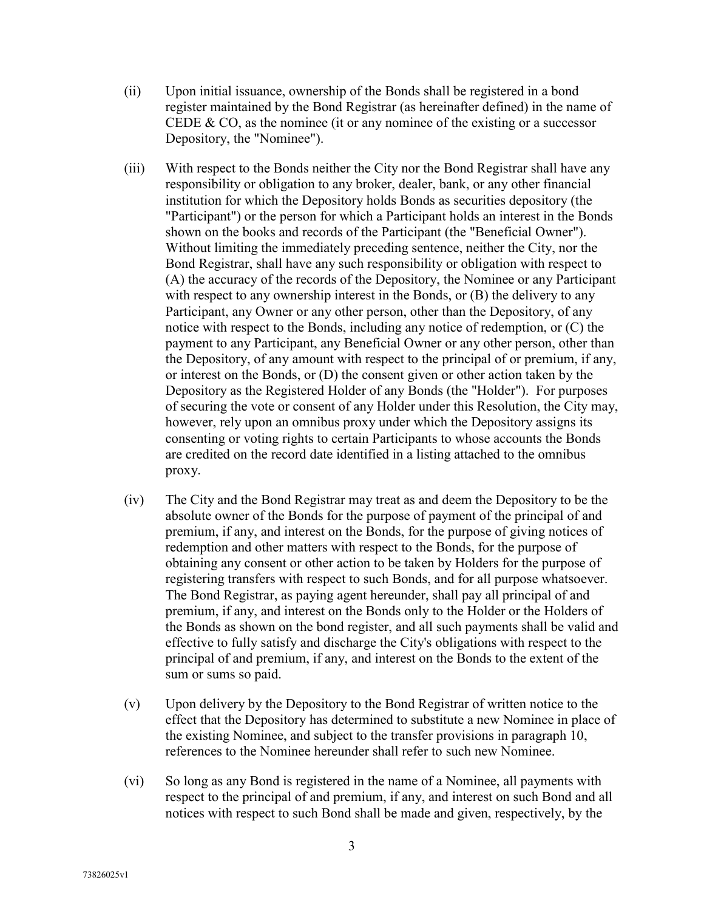(ii) Upon initial issuance, ownership of the Bonds shall be registered in a bond register maintained by the Bond Registrar (as hereinafter defined) in the name of CEDE & CO, as the nominee (it or any nominee of the existing or a successor Depository, the "Nominee").

(iii) With respect to the Bonds neither the City nor the Bond Registrar shall have any responsibility or obligation to any broker, dealer, bank, or any other financial institution for which the Depository holds Bonds as securities depository (the "Participant") or the person for which a Participant holds an interest in the Bonds shown on the books and records of the Participant (the "Beneficial Owner"). Without limiting the immediately preceding sentence, neither the City, nor the Bond Registrar, shall have any such responsibility or obligation with respect to (A) the accuracy of the records of the Depository, the Nominee or any Participant with respect to any ownership interest in the Bonds, or (B) the delivery to any Participant, any Owner or any other person, other than the Depository, of any notice with respect to the Bonds, including any notice of redemption, or (C) the payment to any Participant, any Beneficial Owner or any other person, other than the Depository, of any amount with respect to the principal of or premium, if any, or interest on the Bonds, or (D) the consent given or other action taken by the Depository as the Registered Holder of any Bonds (the "Holder"). For purposes of securing the vote or consent of any Holder under this Resolution, the City may, however, rely upon an omnibus proxy under which the Depository assigns its consenting or voting rights to certain Participants to whose accounts the Bonds are credited on the record date identified in a listing attached to the omnibus proxy.

(iv) The City and the Bond Registrar may treat as and deem the Depository to be the absolute owner of the Bonds for the purpose of payment of the principal of and premium, if any, and interest on the Bonds, for the purpose of giving notices of redemption and other matters with respect to the Bonds, for the purpose of obtaining any consent or other action to be taken by Holders for the purpose of registering transfers with respect to such Bonds, and for all purpose whatsoever. The Bond Registrar, as paying agent hereunder, shall pay all principal of and premium, if any, and interest on the Bonds only to the Holder or the Holders of the Bonds as shown on the bond register, and all such payments shall be valid and effective to fully satisfy and discharge the City's obligations with respect to the principal of and premium, if any, and interest on the Bonds to the extent of the sum or sums so paid.

(v) Upon delivery by the Depository to the Bond Registrar of written notice to the effect that the Depository has determined to substitute a new Nominee in place of the existing Nominee, and subject to the transfer provisions in paragraph 10, references to the Nominee hereunder shall refer to such new Nominee.

(vi) So long as any Bond is registered in the name of a Nominee, all payments with respect to the principal of and premium, if any, and interest on such Bond and all notices with respect to such Bond shall be made and given, respectively, by the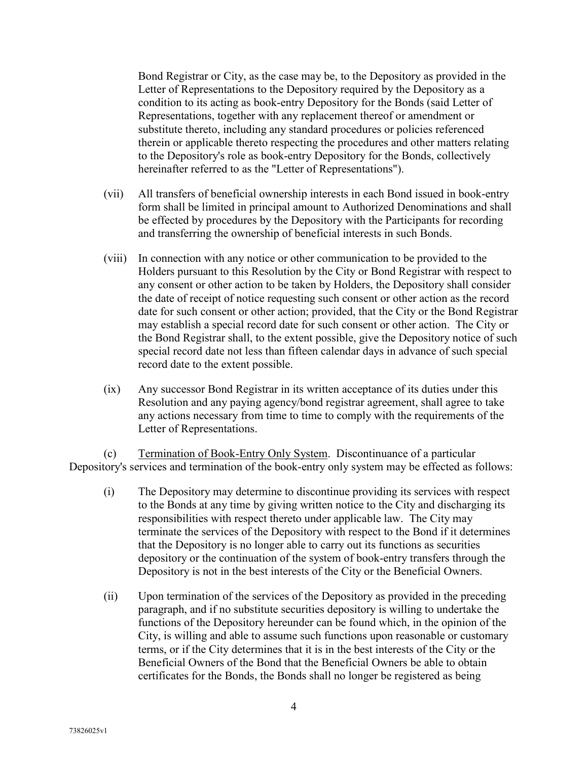Bond Registrar or City, as the case may be, to the Depository as provided in the Letter of Representations to the Depository required by the Depository as a condition to its acting as book-entry Depository for the Bonds (said Letter of Representations, together with any replacement thereof or amendment or substitute thereto, including any standard procedures or policies referenced therein or applicable thereto respecting the procedures and other matters relating to the Depository's role as book-entry Depository for the Bonds, collectively hereinafter referred to as the "Letter of Representations").

(vii) All transfers of beneficial ownership interests in each Bond issued in book-entry form shall be limited in principal amount to Authorized Denominations and shall be effected by procedures by the Depository with the Participants for recording and transferring the ownership of beneficial interests in such Bonds.

(viii) In connection with any notice or other communication to be provided to the Holders pursuant to this Resolution by the City or Bond Registrar with respect to any consent or other action to be taken by Holders, the Depository shall consider the date of receipt of notice requesting such consent or other action as the record date for such consent or other action; provided, that the City or the Bond Registrar may establish a special record date for such consent or other action. The City or the Bond Registrar shall, to the extent possible, give the Depository notice of such special record date not less than fifteen calendar days in advance of such special record date to the extent possible.

(ix) Any successor Bond Registrar in its written acceptance of its duties under this Resolution and any paying agency/bond registrar agreement, shall agree to take any actions necessary from time to time to comply with the requirements of the Letter of Representations.

(c) Termination of Book-Entry Only System. Discontinuance of a particular Depository's services and termination of the book-entry only system may be effected as follows:

(i) The Depository may determine to discontinue providing its services with respect to the Bonds at any time by giving written notice to the City and discharging its responsibilities with respect thereto under applicable law. The City may terminate the services of the Depository with respect to the Bond if it determines that the Depository is no longer able to carry out its functions as securities depository or the continuation of the system of book-entry transfers through the Depository is not in the best interests of the City or the Beneficial Owners.

(ii) Upon termination of the services of the Depository as provided in the preceding paragraph, and if no substitute securities depository is willing to undertake the functions of the Depository hereunder can be found which, in the opinion of the City, is willing and able to assume such functions upon reasonable or customary terms, or if the City determines that it is in the best interests of the City or the Beneficial Owners of the Bond that the Beneficial Owners be able to obtain certificates for the Bonds, the Bonds shall no longer be registered as being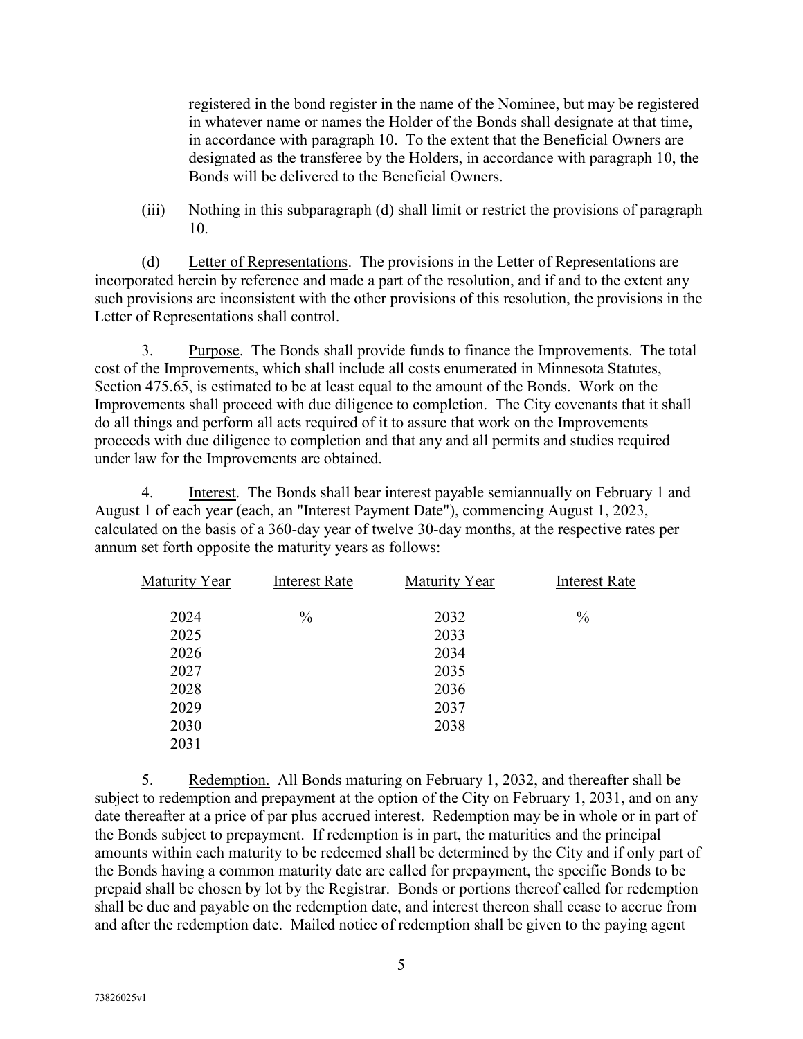registered in the bond register in the name of the Nominee, but may be registered in whatever name or names the Holder of the Bonds shall designate at that time, in accordance with paragraph 10. To the extent that the Beneficial Owners are designated as the transferee by the Holders, in accordance with paragraph 10, the Bonds will be delivered to the Beneficial Owners.

(iii) Nothing in this subparagraph (d) shall limit or restrict the provisions of paragraph 10.

(d) Letter of Representations. The provisions in the Letter of Representations are incorporated herein by reference and made a part of the resolution, and if and to the extent any such provisions are inconsistent with the other provisions of this resolution, the provisions in the Letter of Representations shall control.

3. Purpose. The Bonds shall provide funds to finance the Improvements. The total cost of the Improvements, which shall include all costs enumerated in Minnesota Statutes, Section 475.65, is estimated to be at least equal to the amount of the Bonds. Work on the Improvements shall proceed with due diligence to completion. The City covenants that it shall do all things and perform all acts required of it to assure that work on the Improvements proceeds with due diligence to completion and that any and all permits and studies required under law for the Improvements are obtained.

4. Interest. The Bonds shall bear interest payable semiannually on February 1 and August 1 of each year (each, an "Interest Payment Date"), commencing August 1, 2023, calculated on the basis of a 360-day year of twelve 30-day months, at the respective rates per annum set forth opposite the maturity years as follows:

| Maturity Year | Interest Rate | Maturity Year | Interest Rate |
|---|---|---|---|
| 2024 | % | 2032 | % |
| 2025 | | 2033 | |
| 2026 | | 2034 | |
| 2027 | | 2035 | |
| 2028 | | 2036 | |
| 2029 | | 2037 | |
| 2030 | | 2038 | |
| 2031 | | | |

5. Redemption. All Bonds maturing on February 1, 2032, and thereafter shall be subject to redemption and prepayment at the option of the City on February 1, 2031, and on any date thereafter at a price of par plus accrued interest. Redemption may be in whole or in part of the Bonds subject to prepayment. If redemption is in part, the maturities and the principal amounts within each maturity to be redeemed shall be determined by the City and if only part of the Bonds having a common maturity date are called for prepayment, the specific Bonds to be prepaid shall be chosen by lot by the Registrar. Bonds or portions thereof called for redemption shall be due and payable on the redemption date, and interest thereon shall cease to accrue from and after the redemption date. Mailed notice of redemption shall be given to the paying agent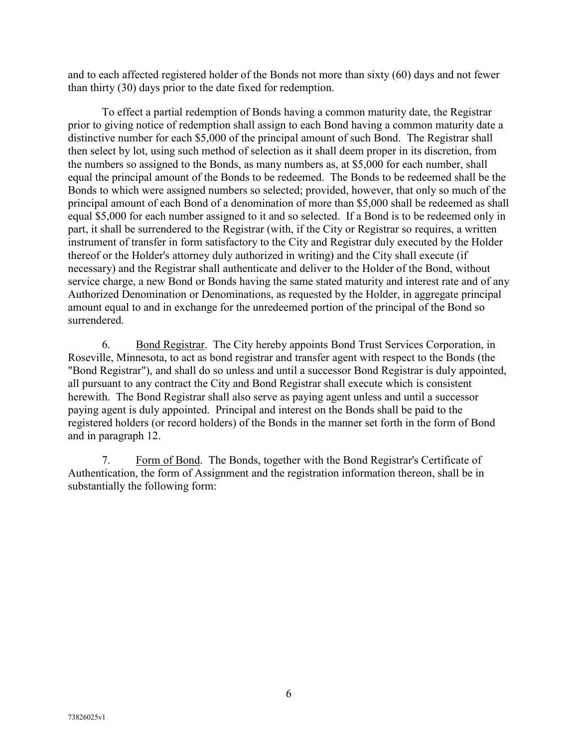and to each affected registered holder of the Bonds not more than sixty (60) days and not fewer than thirty (30) days prior to the date fixed for redemption.

To effect a partial redemption of Bonds having a common maturity date, the Registrar prior to giving notice of redemption shall assign to each Bond having a common maturity date a distinctive number for each $5,000 of the principal amount of such Bond. The Registrar shall then select by lot, using such method of selection as it shall deem proper in its discretion, from the numbers so assigned to the Bonds, as many numbers as, at $5,000 for each number, shall equal the principal amount of the Bonds to be redeemed. The Bonds to be redeemed shall be the Bonds to which were assigned numbers so selected; provided, however, that only so much of the principal amount of each Bond of a denomination of more than $5,000 shall be redeemed as shall equal $5,000 for each number assigned to it and so selected. If a Bond is to be redeemed only in part, it shall be surrendered to the Registrar (with, if the City or Registrar so requires, a written instrument of transfer in form satisfactory to the City and Registrar duly executed by the Holder thereof or the Holder's attorney duly authorized in writing) and the City shall execute (if necessary) and the Registrar shall authenticate and deliver to the Holder of the Bond, without service charge, a new Bond or Bonds having the same stated maturity and interest rate and of any Authorized Denomination or Denominations, as requested by the Holder, in aggregate principal amount equal to and in exchange for the unredeemed portion of the principal of the Bond so surrendered.

6. Bond Registrar. The City hereby appoints Bond Trust Services Corporation, in Roseville, Minnesota, to act as bond registrar and transfer agent with respect to the Bonds (the "Bond Registrar"), and shall do so unless and until a successor Bond Registrar is duly appointed, all pursuant to any contract the City and Bond Registrar shall execute which is consistent herewith. The Bond Registrar shall also serve as paying agent unless and until a successor paying agent is duly appointed. Principal and interest on the Bonds shall be paid to the registered holders (or record holders) of the Bonds in the manner set forth in the form of Bond and in paragraph 12.

7. Form of Bond. The Bonds, together with the Bond Registrar's Certificate of Authentication, the form of Assignment and the registration information thereon, shall be in substantially the following form: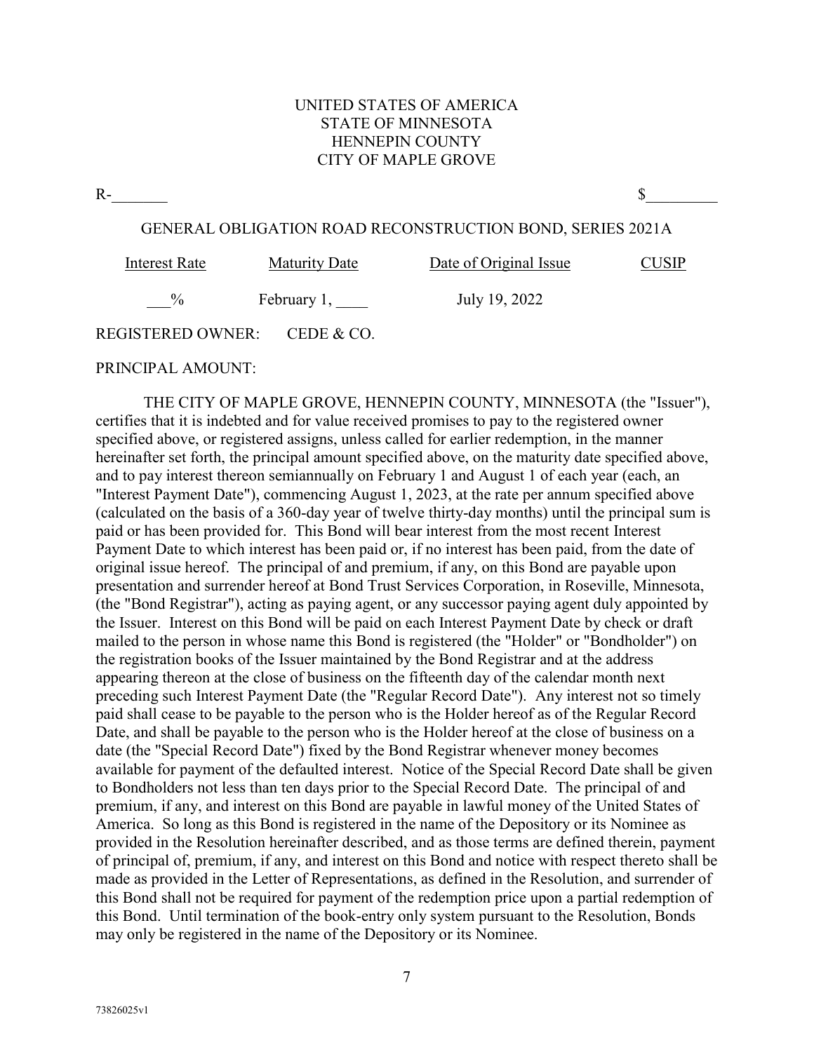UNITED STATES OF AMERICA
STATE OF MINNESOTA
HENNEPIN COUNTY
CITY OF MAPLE GROVE

R-_______ $_________

GENERAL OBLIGATION ROAD RECONSTRUCTION BOND, SERIES 2021A

| Interest Rate | Maturity Date | Date of Original Issue | CUSIP |
|---|---|---|---|
| ___% | February 1, ____ | July 19, 2022 | |

REGISTERED OWNER: CEDE & CO.

PRINCIPAL AMOUNT:

THE CITY OF MAPLE GROVE, HENNEPIN COUNTY, MINNESOTA (the "Issuer"), certifies that it is indebted and for value received promises to pay to the registered owner specified above, or registered assigns, unless called for earlier redemption, in the manner hereinafter set forth, the principal amount specified above, on the maturity date specified above, and to pay interest thereon semiannually on February 1 and August 1 of each year (each, an "Interest Payment Date"), commencing August 1, 2023, at the rate per annum specified above (calculated on the basis of a 360-day year of twelve thirty-day months) until the principal sum is paid or has been provided for. This Bond will bear interest from the most recent Interest Payment Date to which interest has been paid or, if no interest has been paid, from the date of original issue hereof. The principal of and premium, if any, on this Bond are payable upon presentation and surrender hereof at Bond Trust Services Corporation, in Roseville, Minnesota, (the "Bond Registrar"), acting as paying agent, or any successor paying agent duly appointed by the Issuer. Interest on this Bond will be paid on each Interest Payment Date by check or draft mailed to the person in whose name this Bond is registered (the "Holder" or "Bondholder") on the registration books of the Issuer maintained by the Bond Registrar and at the address appearing thereon at the close of business on the fifteenth day of the calendar month next preceding such Interest Payment Date (the "Regular Record Date"). Any interest not so timely paid shall cease to be payable to the person who is the Holder hereof as of the Regular Record Date, and shall be payable to the person who is the Holder hereof at the close of business on a date (the "Special Record Date") fixed by the Bond Registrar whenever money becomes available for payment of the defaulted interest. Notice of the Special Record Date shall be given to Bondholders not less than ten days prior to the Special Record Date. The principal of and premium, if any, and interest on this Bond are payable in lawful money of the United States of America. So long as this Bond is registered in the name of the Depository or its Nominee as provided in the Resolution hereinafter described, and as those terms are defined therein, payment of principal of, premium, if any, and interest on this Bond and notice with respect thereto shall be made as provided in the Letter of Representations, as defined in the Resolution, and surrender of this Bond shall not be required for payment of the redemption price upon a partial redemption of this Bond. Until termination of the book-entry only system pursuant to the Resolution, Bonds may only be registered in the name of the Depository or its Nominee.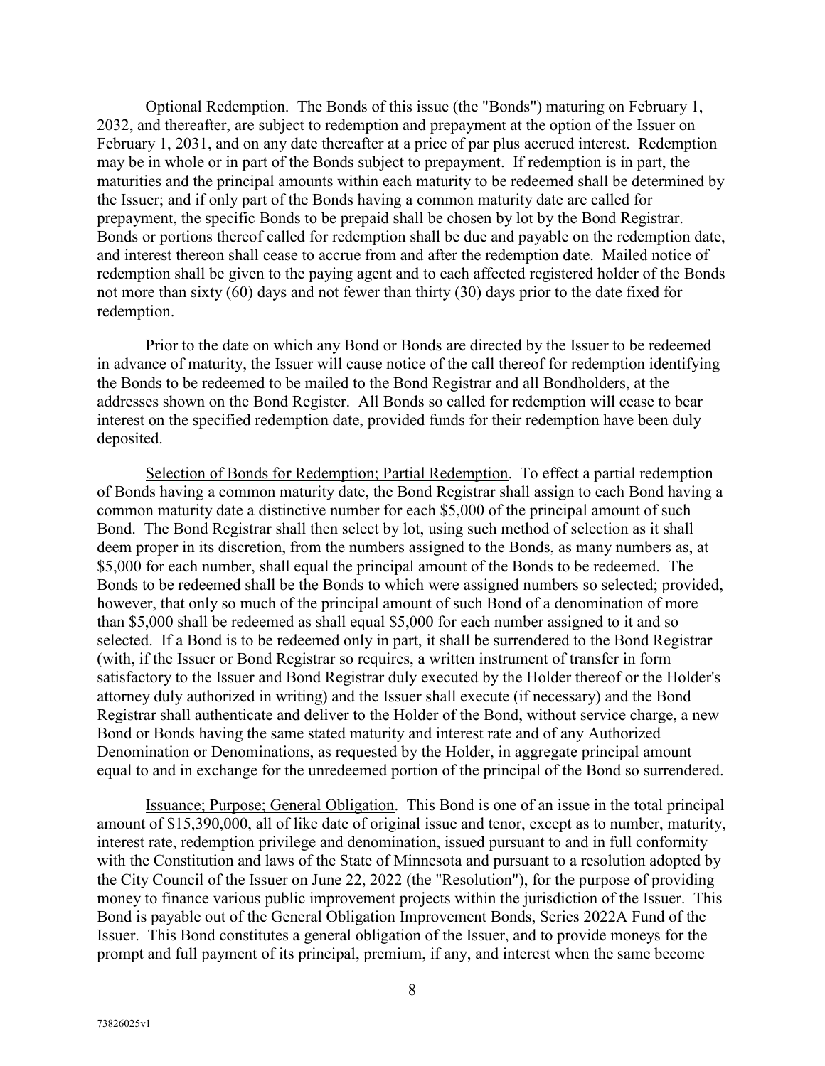Optional Redemption. The Bonds of this issue (the "Bonds") maturing on February 1, 2032, and thereafter, are subject to redemption and prepayment at the option of the Issuer on February 1, 2031, and on any date thereafter at a price of par plus accrued interest. Redemption may be in whole or in part of the Bonds subject to prepayment. If redemption is in part, the maturities and the principal amounts within each maturity to be redeemed shall be determined by the Issuer; and if only part of the Bonds having a common maturity date are called for prepayment, the specific Bonds to be prepaid shall be chosen by lot by the Bond Registrar. Bonds or portions thereof called for redemption shall be due and payable on the redemption date, and interest thereon shall cease to accrue from and after the redemption date. Mailed notice of redemption shall be given to the paying agent and to each affected registered holder of the Bonds not more than sixty (60) days and not fewer than thirty (30) days prior to the date fixed for redemption.

Prior to the date on which any Bond or Bonds are directed by the Issuer to be redeemed in advance of maturity, the Issuer will cause notice of the call thereof for redemption identifying the Bonds to be redeemed to be mailed to the Bond Registrar and all Bondholders, at the addresses shown on the Bond Register. All Bonds so called for redemption will cease to bear interest on the specified redemption date, provided funds for their redemption have been duly deposited.

Selection of Bonds for Redemption; Partial Redemption. To effect a partial redemption of Bonds having a common maturity date, the Bond Registrar shall assign to each Bond having a common maturity date a distinctive number for each $5,000 of the principal amount of such Bond. The Bond Registrar shall then select by lot, using such method of selection as it shall deem proper in its discretion, from the numbers assigned to the Bonds, as many numbers as, at $5,000 for each number, shall equal the principal amount of the Bonds to be redeemed. The Bonds to be redeemed shall be the Bonds to which were assigned numbers so selected; provided, however, that only so much of the principal amount of such Bond of a denomination of more than $5,000 shall be redeemed as shall equal $5,000 for each number assigned to it and so selected. If a Bond is to be redeemed only in part, it shall be surrendered to the Bond Registrar (with, if the Issuer or Bond Registrar so requires, a written instrument of transfer in form satisfactory to the Issuer and Bond Registrar duly executed by the Holder thereof or the Holder's attorney duly authorized in writing) and the Issuer shall execute (if necessary) and the Bond Registrar shall authenticate and deliver to the Holder of the Bond, without service charge, a new Bond or Bonds having the same stated maturity and interest rate and of any Authorized Denomination or Denominations, as requested by the Holder, in aggregate principal amount equal to and in exchange for the unredeemed portion of the principal of the Bond so surrendered.

Issuance; Purpose; General Obligation. This Bond is one of an issue in the total principal amount of $15,390,000, all of like date of original issue and tenor, except as to number, maturity, interest rate, redemption privilege and denomination, issued pursuant to and in full conformity with the Constitution and laws of the State of Minnesota and pursuant to a resolution adopted by the City Council of the Issuer on June 22, 2022 (the "Resolution"), for the purpose of providing money to finance various public improvement projects within the jurisdiction of the Issuer. This Bond is payable out of the General Obligation Improvement Bonds, Series 2022A Fund of the Issuer. This Bond constitutes a general obligation of the Issuer, and to provide moneys for the prompt and full payment of its principal, premium, if any, and interest when the same become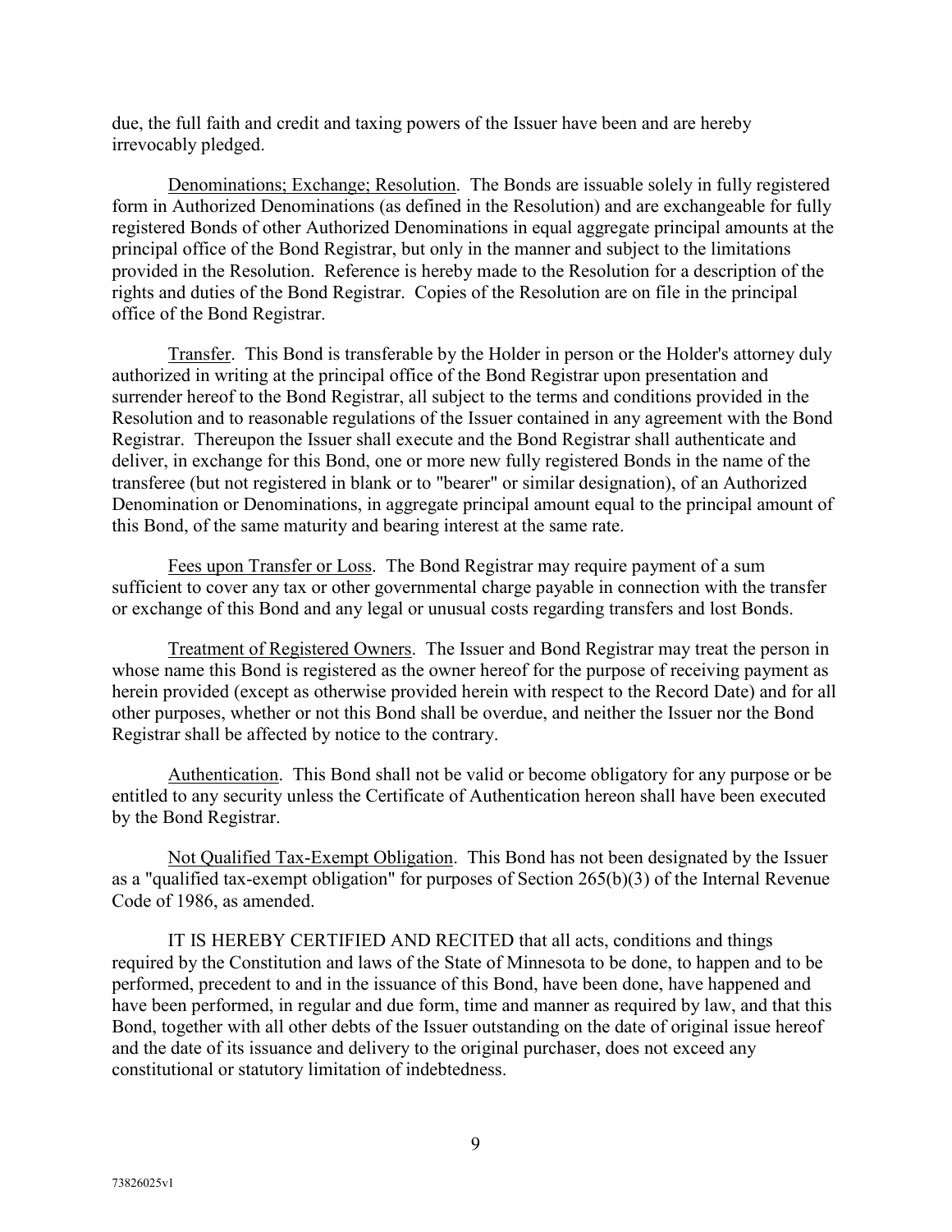due, the full faith and credit and taxing powers of the Issuer have been and are hereby irrevocably pledged.

Denominations; Exchange; Resolution. The Bonds are issuable solely in fully registered form in Authorized Denominations (as defined in the Resolution) and are exchangeable for fully registered Bonds of other Authorized Denominations in equal aggregate principal amounts at the principal office of the Bond Registrar, but only in the manner and subject to the limitations provided in the Resolution. Reference is hereby made to the Resolution for a description of the rights and duties of the Bond Registrar. Copies of the Resolution are on file in the principal office of the Bond Registrar.

Transfer. This Bond is transferable by the Holder in person or the Holder's attorney duly authorized in writing at the principal office of the Bond Registrar upon presentation and surrender hereof to the Bond Registrar, all subject to the terms and conditions provided in the Resolution and to reasonable regulations of the Issuer contained in any agreement with the Bond Registrar. Thereupon the Issuer shall execute and the Bond Registrar shall authenticate and deliver, in exchange for this Bond, one or more new fully registered Bonds in the name of the transferee (but not registered in blank or to "bearer" or similar designation), of an Authorized Denomination or Denominations, in aggregate principal amount equal to the principal amount of this Bond, of the same maturity and bearing interest at the same rate.

Fees upon Transfer or Loss. The Bond Registrar may require payment of a sum sufficient to cover any tax or other governmental charge payable in connection with the transfer or exchange of this Bond and any legal or unusual costs regarding transfers and lost Bonds.

Treatment of Registered Owners. The Issuer and Bond Registrar may treat the person in whose name this Bond is registered as the owner hereof for the purpose of receiving payment as herein provided (except as otherwise provided herein with respect to the Record Date) and for all other purposes, whether or not this Bond shall be overdue, and neither the Issuer nor the Bond Registrar shall be affected by notice to the contrary.

Authentication. This Bond shall not be valid or become obligatory for any purpose or be entitled to any security unless the Certificate of Authentication hereon shall have been executed by the Bond Registrar.

Not Qualified Tax-Exempt Obligation. This Bond has not been designated by the Issuer as a "qualified tax-exempt obligation" for purposes of Section 265(b)(3) of the Internal Revenue Code of 1986, as amended.

IT IS HEREBY CERTIFIED AND RECITED that all acts, conditions and things required by the Constitution and laws of the State of Minnesota to be done, to happen and to be performed, precedent to and in the issuance of this Bond, have been done, have happened and have been performed, in regular and due form, time and manner as required by law, and that this Bond, together with all other debts of the Issuer outstanding on the date of original issue hereof and the date of its issuance and delivery to the original purchaser, does not exceed any constitutional or statutory limitation of indebtedness.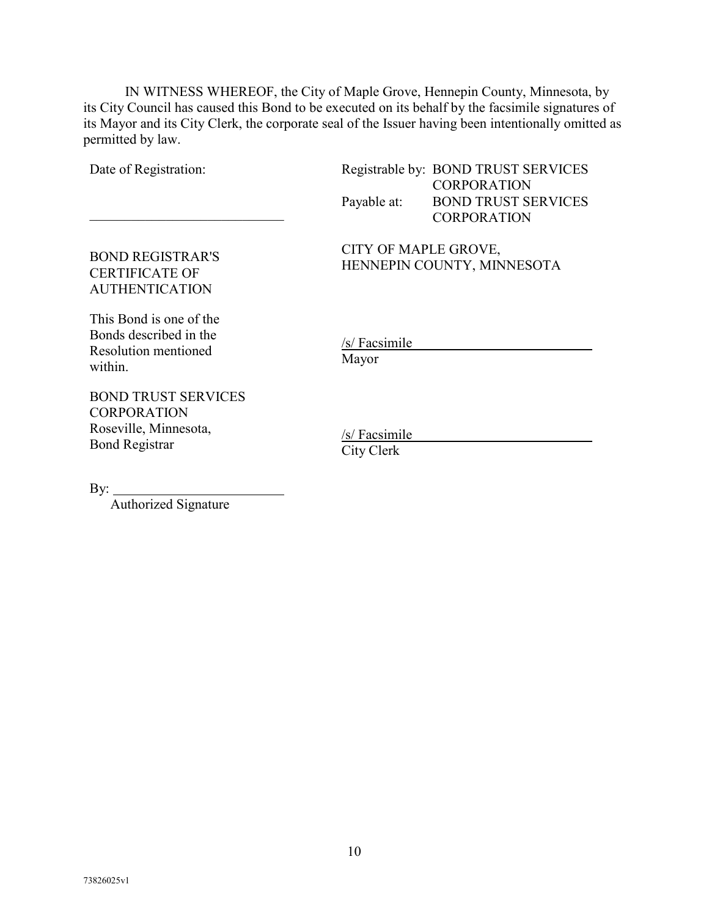IN WITNESS WHEREOF, the City of Maple Grove, Hennepin County, Minnesota, by its City Council has caused this Bond to be executed on its behalf by the facsimile signatures of its Mayor and its City Clerk, the corporate seal of the Issuer having been intentionally omitted as permitted by law.

Date of Registration:

\_\_\_\_\_\_\_\_\_\_\_\_\_\_\_\_\_\_\_\_\_\_\_\_\_\_\_\_

Registrable by: BOND TRUST SERVICES CORPORATION
Payable at: BOND TRUST SERVICES CORPORATION

BOND REGISTRAR'S CERTIFICATE OF AUTHENTICATION

This Bond is one of the Bonds described in the Resolution mentioned within.

BOND TRUST SERVICES CORPORATION
Roseville, Minnesota,
Bond Registrar

By: \_\_\_\_\_\_\_\_\_\_\_\_\_\_\_\_\_\_\_\_\_\_\_\_\_
Authorized Signature

CITY OF MAPLE GROVE,
HENNEPIN COUNTY, MINNESOTA

/s/ Facsimile
Mayor

/s/ Facsimile
City Clerk

73826025v1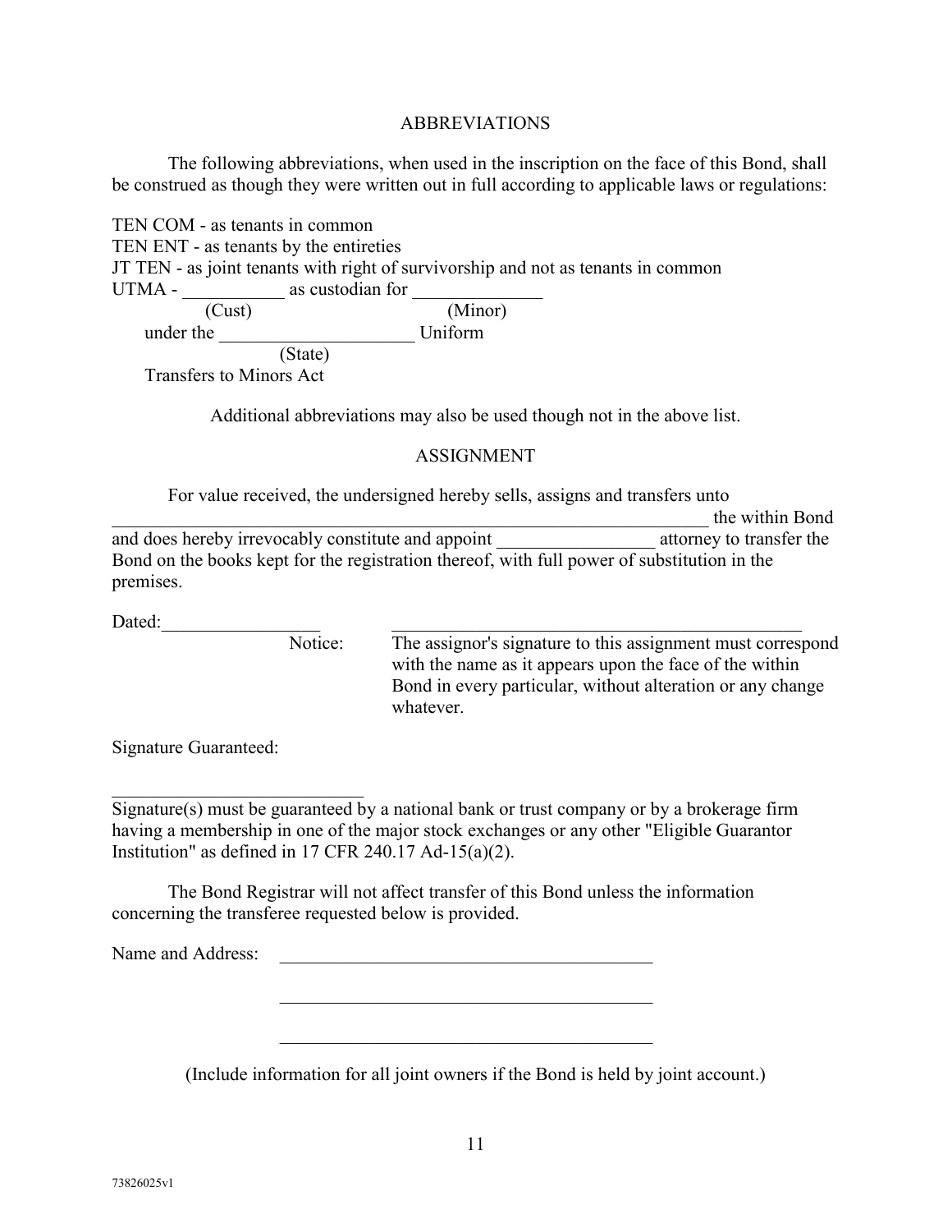## ABBREVIATIONS

The following abbreviations, when used in the inscription on the face of this Bond, shall be construed as though they were written out in full according to applicable laws or regulations:

TEN COM - as tenants in common
TEN ENT - as tenants by the entireties
JT TEN - as joint tenants with right of survivorship and not as tenants in common
UTMA - ___________ as custodian for ______________
(Cust) (Minor)
under the _____________________ Uniform
(State)
Transfers to Minors Act

Additional abbreviations may also be used though not in the above list.

## ASSIGNMENT

For value received, the undersigned hereby sells, assigns and transfers unto _____________________________________________________________________ the within Bond and does hereby irrevocably constitute and appoint _________________ attorney to transfer the Bond on the books kept for the registration thereof, with full power of substitution in the premises.

Dated:_________________ _____________________________________________

Notice: The assignor's signature to this assignment must correspond with the name as it appears upon the face of the within Bond in every particular, without alteration or any change whatever.

Signature Guaranteed:

____________________________

Signature(s) must be guaranteed by a national bank or trust company or by a brokerage firm having a membership in one of the major stock exchanges or any other "Eligible Guarantor Institution" as defined in 17 CFR 240.17 Ad-15(a)(2).

The Bond Registrar will not affect transfer of this Bond unless the information concerning the transferee requested below is provided.

Name and Address: __________________________________________

__________________________________________

__________________________________________

(Include information for all joint owners if the Bond is held by joint account.)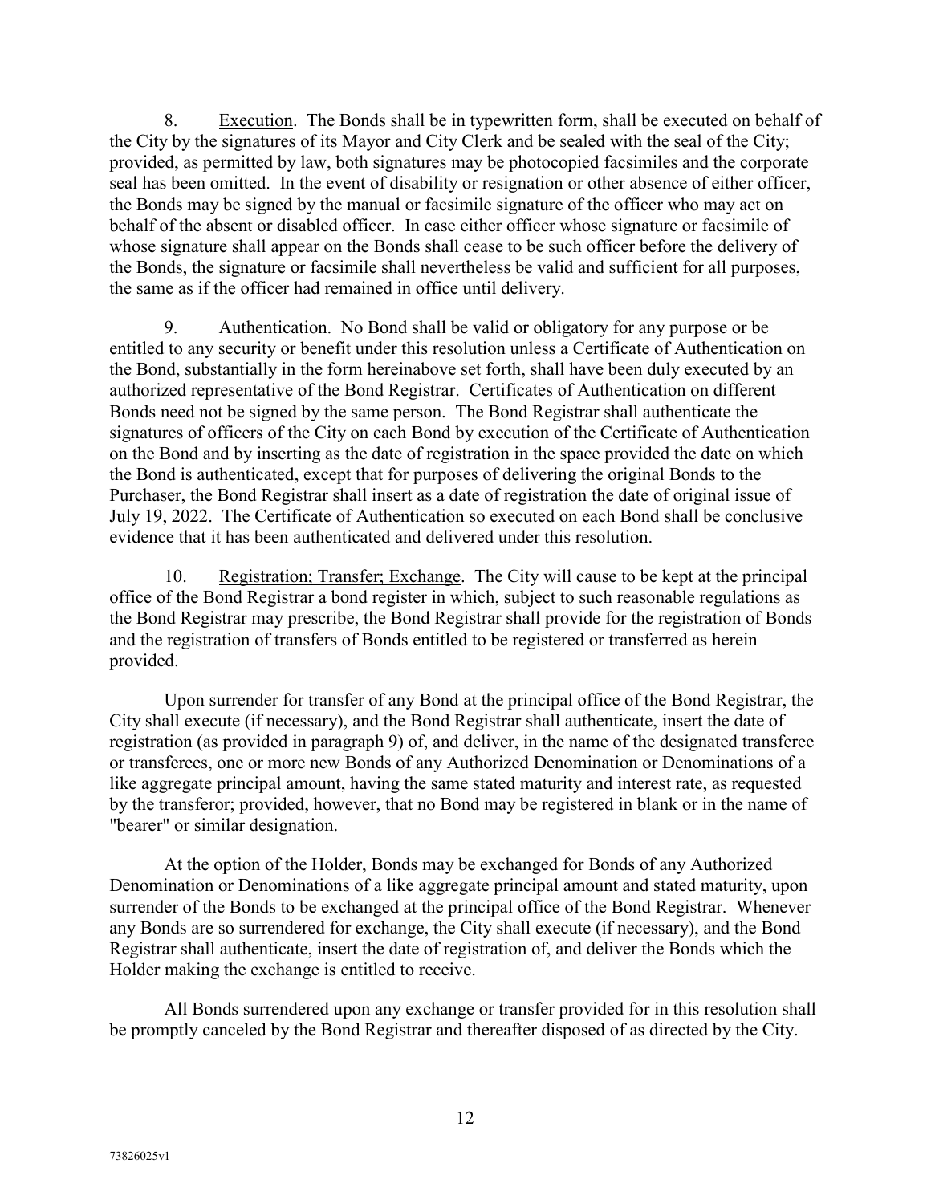8. Execution. The Bonds shall be in typewritten form, shall be executed on behalf of the City by the signatures of its Mayor and City Clerk and be sealed with the seal of the City; provided, as permitted by law, both signatures may be photocopied facsimiles and the corporate seal has been omitted. In the event of disability or resignation or other absence of either officer, the Bonds may be signed by the manual or facsimile signature of the officer who may act on behalf of the absent or disabled officer. In case either officer whose signature or facsimile of whose signature shall appear on the Bonds shall cease to be such officer before the delivery of the Bonds, the signature or facsimile shall nevertheless be valid and sufficient for all purposes, the same as if the officer had remained in office until delivery.

9. Authentication. No Bond shall be valid or obligatory for any purpose or be entitled to any security or benefit under this resolution unless a Certificate of Authentication on the Bond, substantially in the form hereinabove set forth, shall have been duly executed by an authorized representative of the Bond Registrar. Certificates of Authentication on different Bonds need not be signed by the same person. The Bond Registrar shall authenticate the signatures of officers of the City on each Bond by execution of the Certificate of Authentication on the Bond and by inserting as the date of registration in the space provided the date on which the Bond is authenticated, except that for purposes of delivering the original Bonds to the Purchaser, the Bond Registrar shall insert as a date of registration the date of original issue of July 19, 2022. The Certificate of Authentication so executed on each Bond shall be conclusive evidence that it has been authenticated and delivered under this resolution.

10. Registration; Transfer; Exchange. The City will cause to be kept at the principal office of the Bond Registrar a bond register in which, subject to such reasonable regulations as the Bond Registrar may prescribe, the Bond Registrar shall provide for the registration of Bonds and the registration of transfers of Bonds entitled to be registered or transferred as herein provided.

Upon surrender for transfer of any Bond at the principal office of the Bond Registrar, the City shall execute (if necessary), and the Bond Registrar shall authenticate, insert the date of registration (as provided in paragraph 9) of, and deliver, in the name of the designated transferee or transferees, one or more new Bonds of any Authorized Denomination or Denominations of a like aggregate principal amount, having the same stated maturity and interest rate, as requested by the transferor; provided, however, that no Bond may be registered in blank or in the name of "bearer" or similar designation.

At the option of the Holder, Bonds may be exchanged for Bonds of any Authorized Denomination or Denominations of a like aggregate principal amount and stated maturity, upon surrender of the Bonds to be exchanged at the principal office of the Bond Registrar. Whenever any Bonds are so surrendered for exchange, the City shall execute (if necessary), and the Bond Registrar shall authenticate, insert the date of registration of, and deliver the Bonds which the Holder making the exchange is entitled to receive.

All Bonds surrendered upon any exchange or transfer provided for in this resolution shall be promptly canceled by the Bond Registrar and thereafter disposed of as directed by the City.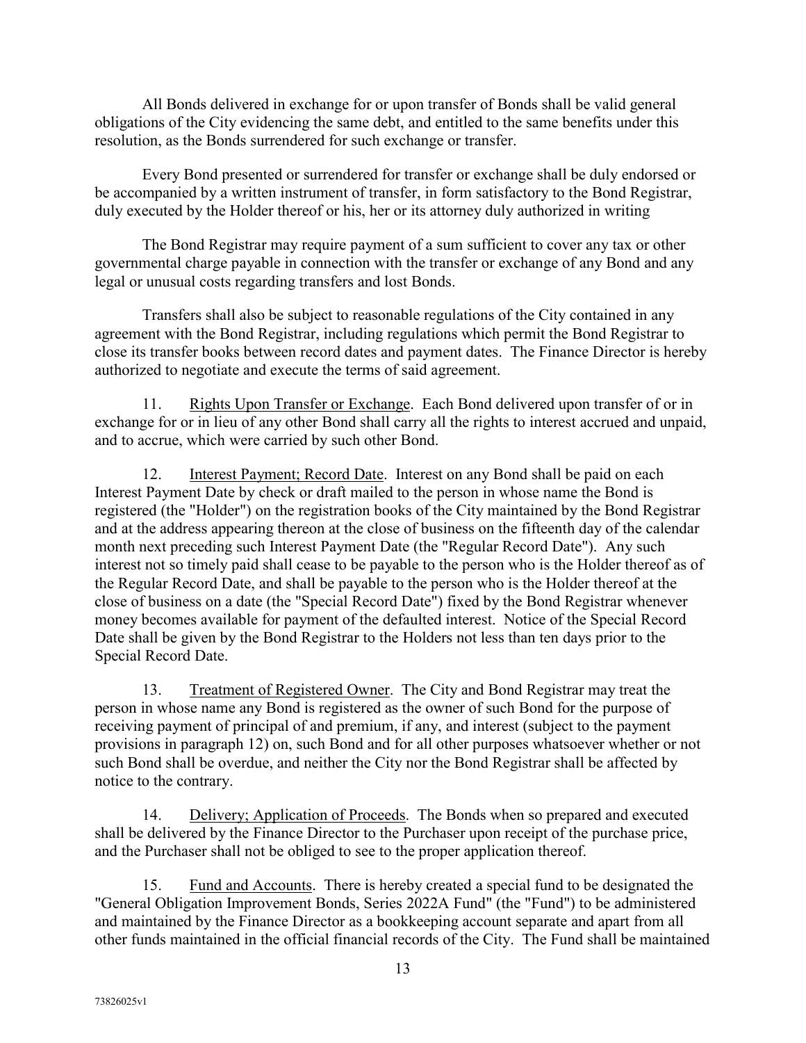All Bonds delivered in exchange for or upon transfer of Bonds shall be valid general obligations of the City evidencing the same debt, and entitled to the same benefits under this resolution, as the Bonds surrendered for such exchange or transfer.

Every Bond presented or surrendered for transfer or exchange shall be duly endorsed or be accompanied by a written instrument of transfer, in form satisfactory to the Bond Registrar, duly executed by the Holder thereof or his, her or its attorney duly authorized in writing

The Bond Registrar may require payment of a sum sufficient to cover any tax or other governmental charge payable in connection with the transfer or exchange of any Bond and any legal or unusual costs regarding transfers and lost Bonds.

Transfers shall also be subject to reasonable regulations of the City contained in any agreement with the Bond Registrar, including regulations which permit the Bond Registrar to close its transfer books between record dates and payment dates. The Finance Director is hereby authorized to negotiate and execute the terms of said agreement.

11. Rights Upon Transfer or Exchange. Each Bond delivered upon transfer of or in exchange for or in lieu of any other Bond shall carry all the rights to interest accrued and unpaid, and to accrue, which were carried by such other Bond.

12. Interest Payment; Record Date. Interest on any Bond shall be paid on each Interest Payment Date by check or draft mailed to the person in whose name the Bond is registered (the "Holder") on the registration books of the City maintained by the Bond Registrar and at the address appearing thereon at the close of business on the fifteenth day of the calendar month next preceding such Interest Payment Date (the "Regular Record Date"). Any such interest not so timely paid shall cease to be payable to the person who is the Holder thereof as of the Regular Record Date, and shall be payable to the person who is the Holder thereof at the close of business on a date (the "Special Record Date") fixed by the Bond Registrar whenever money becomes available for payment of the defaulted interest. Notice of the Special Record Date shall be given by the Bond Registrar to the Holders not less than ten days prior to the Special Record Date.

13. Treatment of Registered Owner. The City and Bond Registrar may treat the person in whose name any Bond is registered as the owner of such Bond for the purpose of receiving payment of principal of and premium, if any, and interest (subject to the payment provisions in paragraph 12) on, such Bond and for all other purposes whatsoever whether or not such Bond shall be overdue, and neither the City nor the Bond Registrar shall be affected by notice to the contrary.

14. Delivery; Application of Proceeds. The Bonds when so prepared and executed shall be delivered by the Finance Director to the Purchaser upon receipt of the purchase price, and the Purchaser shall not be obliged to see to the proper application thereof.

15. Fund and Accounts. There is hereby created a special fund to be designated the "General Obligation Improvement Bonds, Series 2022A Fund" (the "Fund") to be administered and maintained by the Finance Director as a bookkeeping account separate and apart from all other funds maintained in the official financial records of the City. The Fund shall be maintained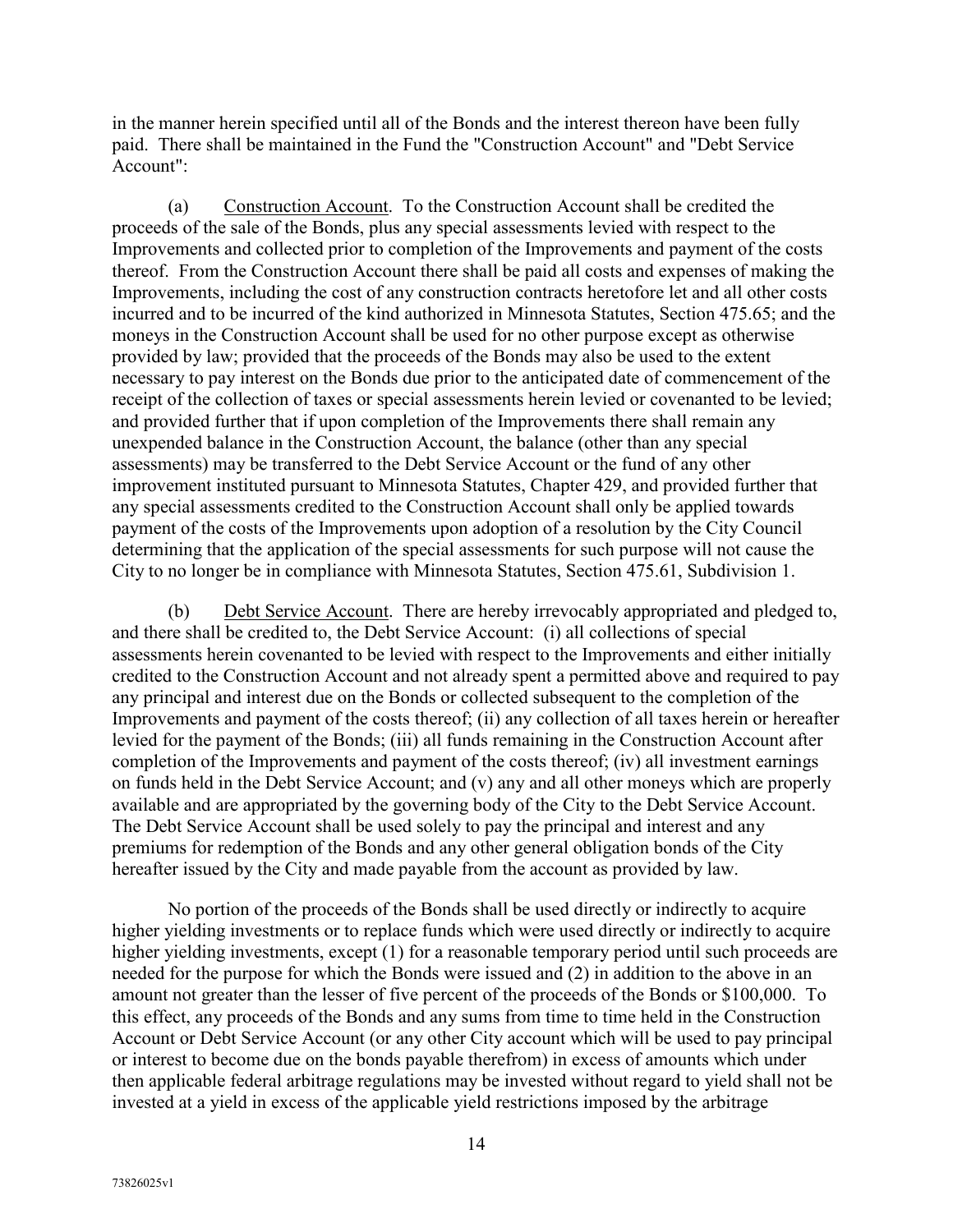in the manner herein specified until all of the Bonds and the interest thereon have been fully paid. There shall be maintained in the Fund the "Construction Account" and "Debt Service Account":

(a) Construction Account. To the Construction Account shall be credited the proceeds of the sale of the Bonds, plus any special assessments levied with respect to the Improvements and collected prior to completion of the Improvements and payment of the costs thereof. From the Construction Account there shall be paid all costs and expenses of making the Improvements, including the cost of any construction contracts heretofore let and all other costs incurred and to be incurred of the kind authorized in Minnesota Statutes, Section 475.65; and the moneys in the Construction Account shall be used for no other purpose except as otherwise provided by law; provided that the proceeds of the Bonds may also be used to the extent necessary to pay interest on the Bonds due prior to the anticipated date of commencement of the receipt of the collection of taxes or special assessments herein levied or covenanted to be levied; and provided further that if upon completion of the Improvements there shall remain any unexpended balance in the Construction Account, the balance (other than any special assessments) may be transferred to the Debt Service Account or the fund of any other improvement instituted pursuant to Minnesota Statutes, Chapter 429, and provided further that any special assessments credited to the Construction Account shall only be applied towards payment of the costs of the Improvements upon adoption of a resolution by the City Council determining that the application of the special assessments for such purpose will not cause the City to no longer be in compliance with Minnesota Statutes, Section 475.61, Subdivision 1.

(b) Debt Service Account. There are hereby irrevocably appropriated and pledged to, and there shall be credited to, the Debt Service Account: (i) all collections of special assessments herein covenanted to be levied with respect to the Improvements and either initially credited to the Construction Account and not already spent a permitted above and required to pay any principal and interest due on the Bonds or collected subsequent to the completion of the Improvements and payment of the costs thereof; (ii) any collection of all taxes herein or hereafter levied for the payment of the Bonds; (iii) all funds remaining in the Construction Account after completion of the Improvements and payment of the costs thereof; (iv) all investment earnings on funds held in the Debt Service Account; and (v) any and all other moneys which are properly available and are appropriated by the governing body of the City to the Debt Service Account. The Debt Service Account shall be used solely to pay the principal and interest and any premiums for redemption of the Bonds and any other general obligation bonds of the City hereafter issued by the City and made payable from the account as provided by law.

No portion of the proceeds of the Bonds shall be used directly or indirectly to acquire higher yielding investments or to replace funds which were used directly or indirectly to acquire higher yielding investments, except (1) for a reasonable temporary period until such proceeds are needed for the purpose for which the Bonds were issued and (2) in addition to the above in an amount not greater than the lesser of five percent of the proceeds of the Bonds or $100,000. To this effect, any proceeds of the Bonds and any sums from time to time held in the Construction Account or Debt Service Account (or any other City account which will be used to pay principal or interest to become due on the bonds payable therefrom) in excess of amounts which under then applicable federal arbitrage regulations may be invested without regard to yield shall not be invested at a yield in excess of the applicable yield restrictions imposed by the arbitrage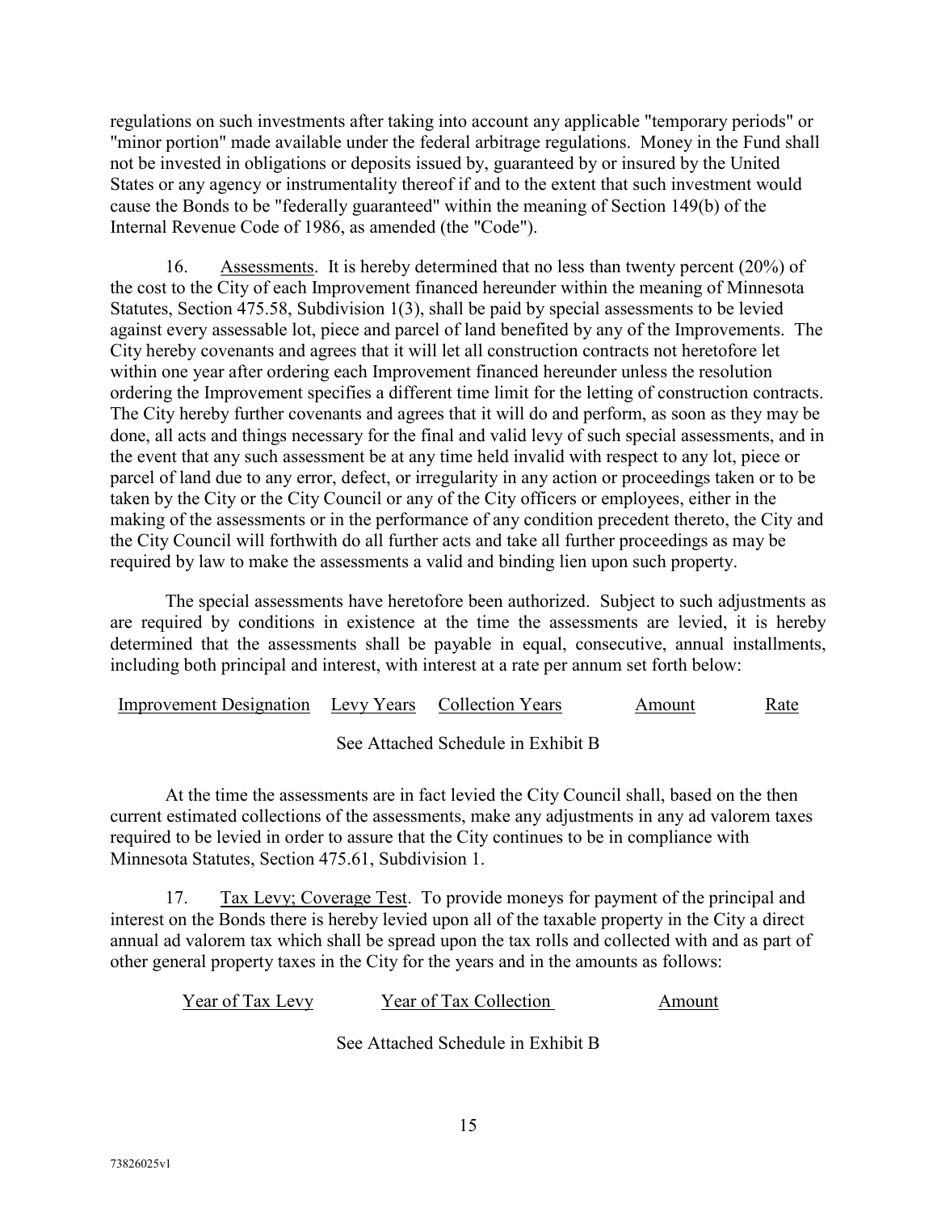regulations on such investments after taking into account any applicable "temporary periods" or "minor portion" made available under the federal arbitrage regulations. Money in the Fund shall not be invested in obligations or deposits issued by, guaranteed by or insured by the United States or any agency or instrumentality thereof if and to the extent that such investment would cause the Bonds to be "federally guaranteed" within the meaning of Section 149(b) of the Internal Revenue Code of 1986, as amended (the "Code").

16. Assessments. It is hereby determined that no less than twenty percent (20%) of the cost to the City of each Improvement financed hereunder within the meaning of Minnesota Statutes, Section 475.58, Subdivision 1(3), shall be paid by special assessments to be levied against every assessable lot, piece and parcel of land benefited by any of the Improvements. The City hereby covenants and agrees that it will let all construction contracts not heretofore let within one year after ordering each Improvement financed hereunder unless the resolution ordering the Improvement specifies a different time limit for the letting of construction contracts. The City hereby further covenants and agrees that it will do and perform, as soon as they may be done, all acts and things necessary for the final and valid levy of such special assessments, and in the event that any such assessment be at any time held invalid with respect to any lot, piece or parcel of land due to any error, defect, or irregularity in any action or proceedings taken or to be taken by the City or the City Council or any of the City officers or employees, either in the making of the assessments or in the performance of any condition precedent thereto, the City and the City Council will forthwith do all further acts and take all further proceedings as may be required by law to make the assessments a valid and binding lien upon such property.

The special assessments have heretofore been authorized. Subject to such adjustments as are required by conditions in existence at the time the assessments are levied, it is hereby determined that the assessments shall be payable in equal, consecutive, annual installments, including both principal and interest, with interest at a rate per annum set forth below:

| Improvement Designation | Levy Years | Collection Years | Amount | Rate |
|---|---|---|---|---|
| See Attached Schedule in Exhibit B | | | | |

At the time the assessments are in fact levied the City Council shall, based on the then current estimated collections of the assessments, make any adjustments in any ad valorem taxes required to be levied in order to assure that the City continues to be in compliance with Minnesota Statutes, Section 475.61, Subdivision 1.

17. Tax Levy; Coverage Test. To provide moneys for payment of the principal and interest on the Bonds there is hereby levied upon all of the taxable property in the City a direct annual ad valorem tax which shall be spread upon the tax rolls and collected with and as part of other general property taxes in the City for the years and in the amounts as follows:

| Year of Tax Levy | Year of Tax Collection | Amount |
|---|---|---|
| See Attached Schedule in Exhibit B | | |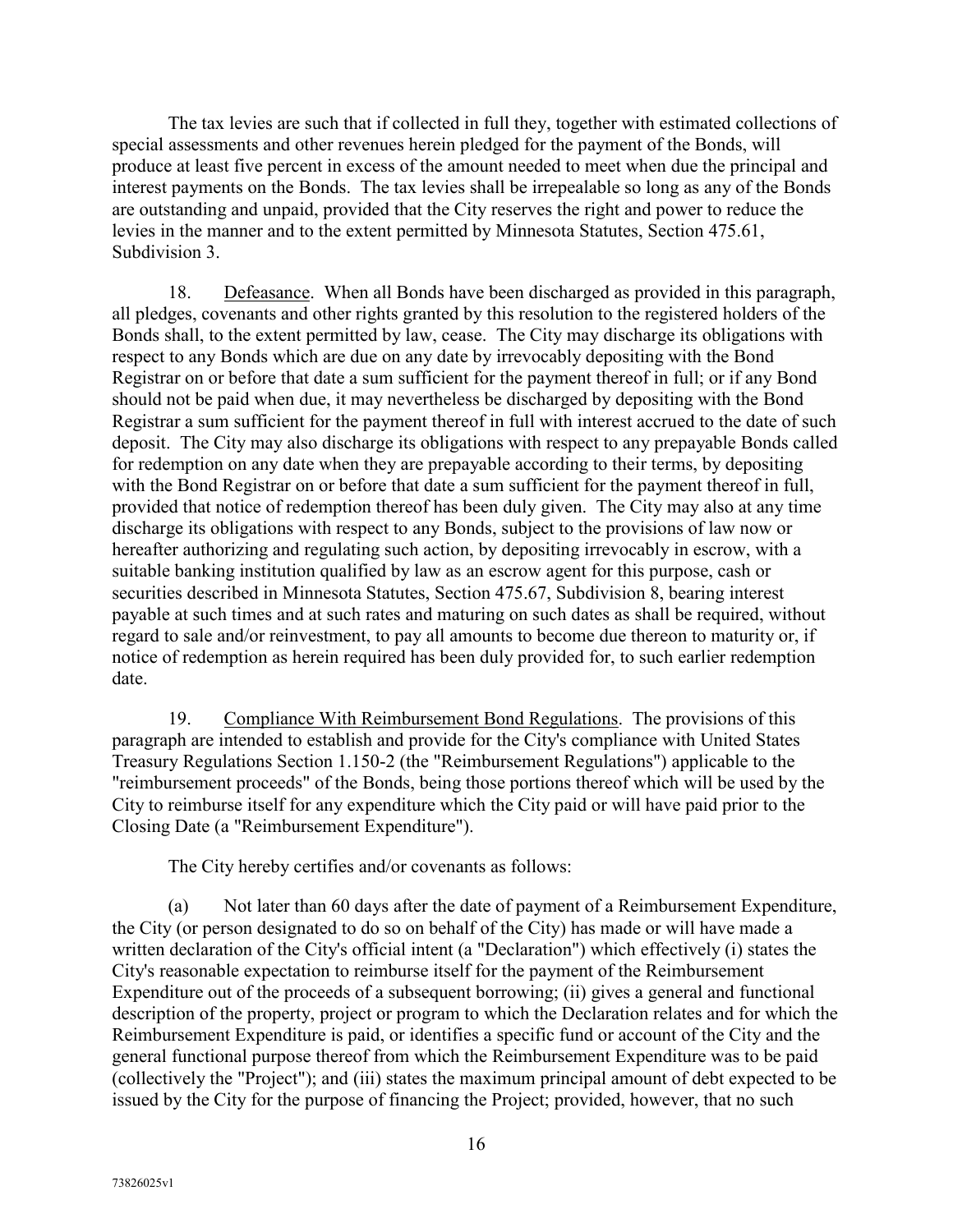The tax levies are such that if collected in full they, together with estimated collections of special assessments and other revenues herein pledged for the payment of the Bonds, will produce at least five percent in excess of the amount needed to meet when due the principal and interest payments on the Bonds. The tax levies shall be irrepealable so long as any of the Bonds are outstanding and unpaid, provided that the City reserves the right and power to reduce the levies in the manner and to the extent permitted by Minnesota Statutes, Section 475.61, Subdivision 3.

18. Defeasance. When all Bonds have been discharged as provided in this paragraph, all pledges, covenants and other rights granted by this resolution to the registered holders of the Bonds shall, to the extent permitted by law, cease. The City may discharge its obligations with respect to any Bonds which are due on any date by irrevocably depositing with the Bond Registrar on or before that date a sum sufficient for the payment thereof in full; or if any Bond should not be paid when due, it may nevertheless be discharged by depositing with the Bond Registrar a sum sufficient for the payment thereof in full with interest accrued to the date of such deposit. The City may also discharge its obligations with respect to any prepayable Bonds called for redemption on any date when they are prepayable according to their terms, by depositing with the Bond Registrar on or before that date a sum sufficient for the payment thereof in full, provided that notice of redemption thereof has been duly given. The City may also at any time discharge its obligations with respect to any Bonds, subject to the provisions of law now or hereafter authorizing and regulating such action, by depositing irrevocably in escrow, with a suitable banking institution qualified by law as an escrow agent for this purpose, cash or securities described in Minnesota Statutes, Section 475.67, Subdivision 8, bearing interest payable at such times and at such rates and maturing on such dates as shall be required, without regard to sale and/or reinvestment, to pay all amounts to become due thereon to maturity or, if notice of redemption as herein required has been duly provided for, to such earlier redemption date.

19. Compliance With Reimbursement Bond Regulations. The provisions of this paragraph are intended to establish and provide for the City's compliance with United States Treasury Regulations Section 1.150-2 (the "Reimbursement Regulations") applicable to the "reimbursement proceeds" of the Bonds, being those portions thereof which will be used by the City to reimburse itself for any expenditure which the City paid or will have paid prior to the Closing Date (a "Reimbursement Expenditure").

The City hereby certifies and/or covenants as follows:

(a) Not later than 60 days after the date of payment of a Reimbursement Expenditure, the City (or person designated to do so on behalf of the City) has made or will have made a written declaration of the City's official intent (a "Declaration") which effectively (i) states the City's reasonable expectation to reimburse itself for the payment of the Reimbursement Expenditure out of the proceeds of a subsequent borrowing; (ii) gives a general and functional description of the property, project or program to which the Declaration relates and for which the Reimbursement Expenditure is paid, or identifies a specific fund or account of the City and the general functional purpose thereof from which the Reimbursement Expenditure was to be paid (collectively the "Project"); and (iii) states the maximum principal amount of debt expected to be issued by the City for the purpose of financing the Project; provided, however, that no such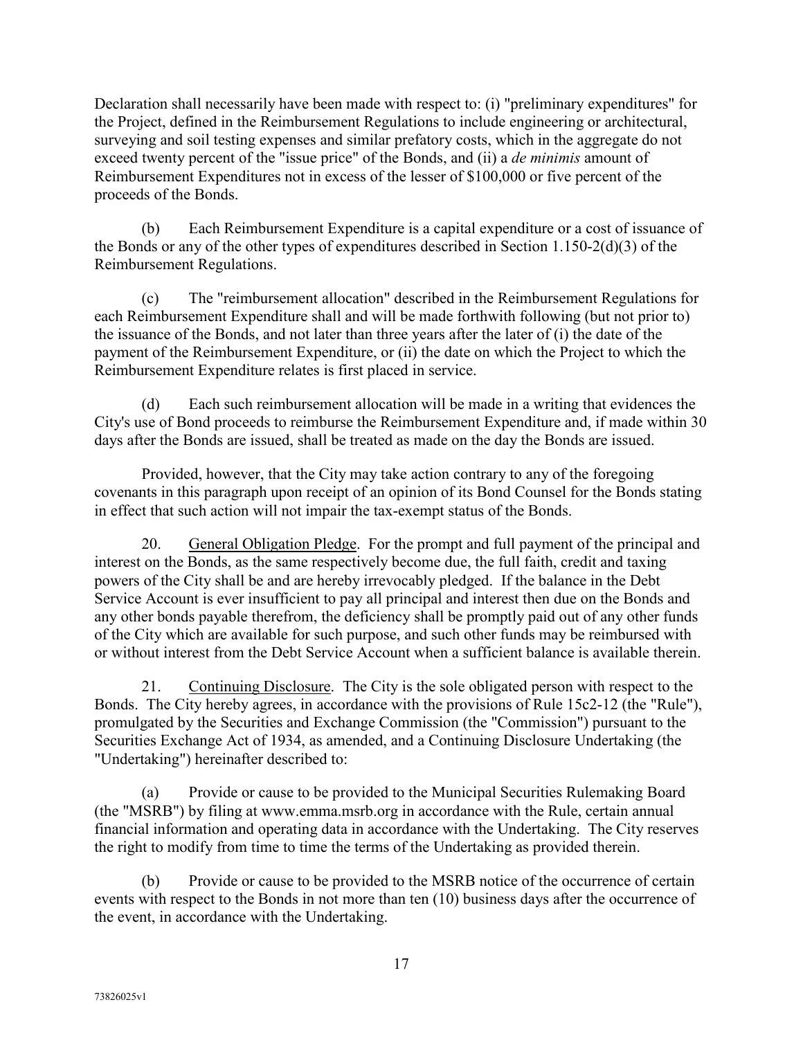Declaration shall necessarily have been made with respect to: (i) "preliminary expenditures" for the Project, defined in the Reimbursement Regulations to include engineering or architectural, surveying and soil testing expenses and similar prefatory costs, which in the aggregate do not exceed twenty percent of the "issue price" of the Bonds, and (ii) a *de minimis* amount of Reimbursement Expenditures not in excess of the lesser of $100,000 or five percent of the proceeds of the Bonds.

(b) Each Reimbursement Expenditure is a capital expenditure or a cost of issuance of the Bonds or any of the other types of expenditures described in Section 1.150-2(d)(3) of the Reimbursement Regulations.

(c) The "reimbursement allocation" described in the Reimbursement Regulations for each Reimbursement Expenditure shall and will be made forthwith following (but not prior to) the issuance of the Bonds, and not later than three years after the later of (i) the date of the payment of the Reimbursement Expenditure, or (ii) the date on which the Project to which the Reimbursement Expenditure relates is first placed in service.

(d) Each such reimbursement allocation will be made in a writing that evidences the City's use of Bond proceeds to reimburse the Reimbursement Expenditure and, if made within 30 days after the Bonds are issued, shall be treated as made on the day the Bonds are issued.

Provided, however, that the City may take action contrary to any of the foregoing covenants in this paragraph upon receipt of an opinion of its Bond Counsel for the Bonds stating in effect that such action will not impair the tax-exempt status of the Bonds.

20. General Obligation Pledge. For the prompt and full payment of the principal and interest on the Bonds, as the same respectively become due, the full faith, credit and taxing powers of the City shall be and are hereby irrevocably pledged. If the balance in the Debt Service Account is ever insufficient to pay all principal and interest then due on the Bonds and any other bonds payable therefrom, the deficiency shall be promptly paid out of any other funds of the City which are available for such purpose, and such other funds may be reimbursed with or without interest from the Debt Service Account when a sufficient balance is available therein.

21. Continuing Disclosure. The City is the sole obligated person with respect to the Bonds. The City hereby agrees, in accordance with the provisions of Rule 15c2-12 (the "Rule"), promulgated by the Securities and Exchange Commission (the "Commission") pursuant to the Securities Exchange Act of 1934, as amended, and a Continuing Disclosure Undertaking (the "Undertaking") hereinafter described to:

(a) Provide or cause to be provided to the Municipal Securities Rulemaking Board (the "MSRB") by filing at www.emma.msrb.org in accordance with the Rule, certain annual financial information and operating data in accordance with the Undertaking. The City reserves the right to modify from time to time the terms of the Undertaking as provided therein.

(b) Provide or cause to be provided to the MSRB notice of the occurrence of certain events with respect to the Bonds in not more than ten (10) business days after the occurrence of the event, in accordance with the Undertaking.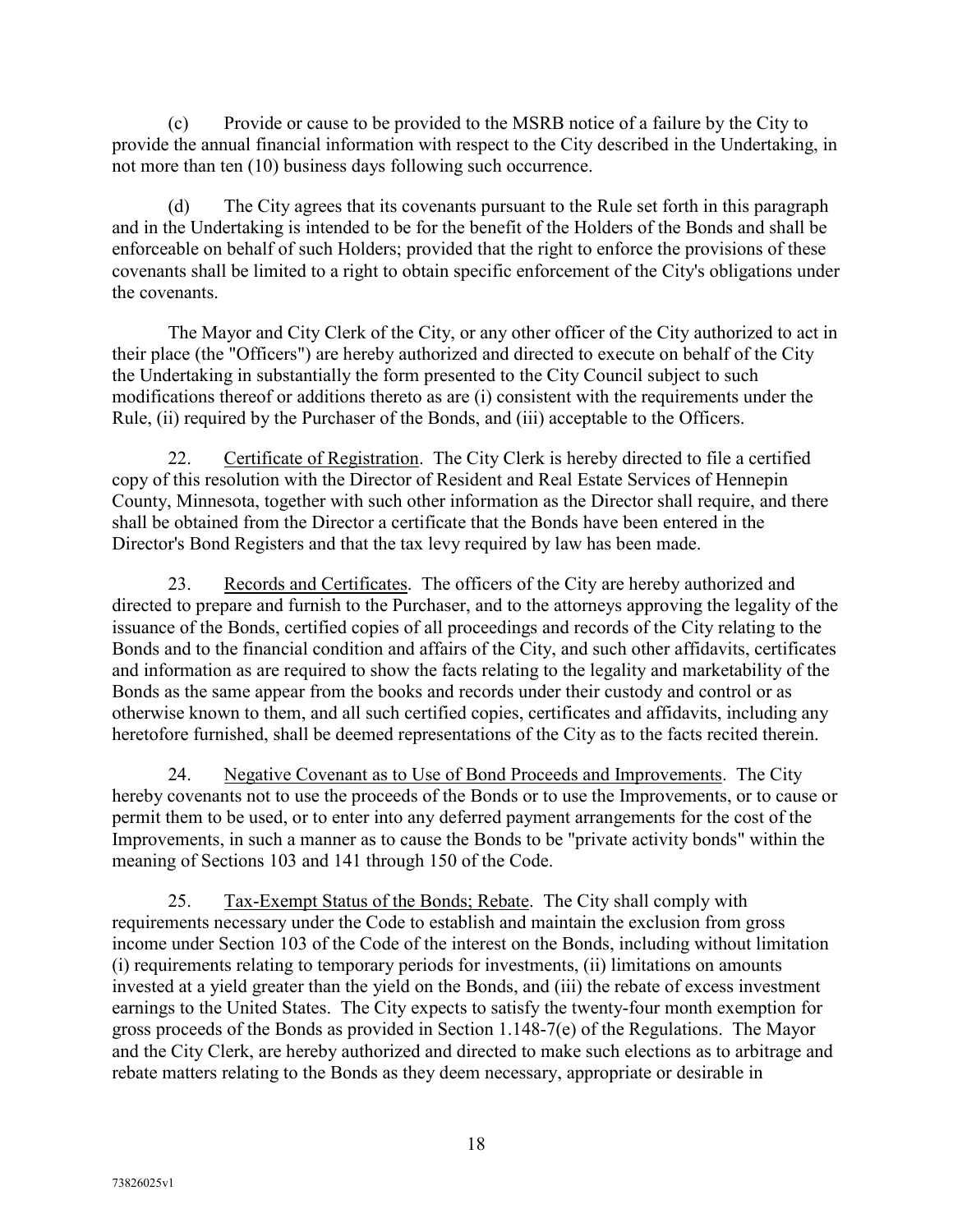(c) Provide or cause to be provided to the MSRB notice of a failure by the City to provide the annual financial information with respect to the City described in the Undertaking, in not more than ten (10) business days following such occurrence.

(d) The City agrees that its covenants pursuant to the Rule set forth in this paragraph and in the Undertaking is intended to be for the benefit of the Holders of the Bonds and shall be enforceable on behalf of such Holders; provided that the right to enforce the provisions of these covenants shall be limited to a right to obtain specific enforcement of the City's obligations under the covenants.

The Mayor and City Clerk of the City, or any other officer of the City authorized to act in their place (the "Officers") are hereby authorized and directed to execute on behalf of the City the Undertaking in substantially the form presented to the City Council subject to such modifications thereof or additions thereto as are (i) consistent with the requirements under the Rule, (ii) required by the Purchaser of the Bonds, and (iii) acceptable to the Officers.

22. Certificate of Registration. The City Clerk is hereby directed to file a certified copy of this resolution with the Director of Resident and Real Estate Services of Hennepin County, Minnesota, together with such other information as the Director shall require, and there shall be obtained from the Director a certificate that the Bonds have been entered in the Director's Bond Registers and that the tax levy required by law has been made.

23. Records and Certificates. The officers of the City are hereby authorized and directed to prepare and furnish to the Purchaser, and to the attorneys approving the legality of the issuance of the Bonds, certified copies of all proceedings and records of the City relating to the Bonds and to the financial condition and affairs of the City, and such other affidavits, certificates and information as are required to show the facts relating to the legality and marketability of the Bonds as the same appear from the books and records under their custody and control or as otherwise known to them, and all such certified copies, certificates and affidavits, including any heretofore furnished, shall be deemed representations of the City as to the facts recited therein.

24. Negative Covenant as to Use of Bond Proceeds and Improvements. The City hereby covenants not to use the proceeds of the Bonds or to use the Improvements, or to cause or permit them to be used, or to enter into any deferred payment arrangements for the cost of the Improvements, in such a manner as to cause the Bonds to be "private activity bonds" within the meaning of Sections 103 and 141 through 150 of the Code.

25. Tax-Exempt Status of the Bonds; Rebate. The City shall comply with requirements necessary under the Code to establish and maintain the exclusion from gross income under Section 103 of the Code of the interest on the Bonds, including without limitation (i) requirements relating to temporary periods for investments, (ii) limitations on amounts invested at a yield greater than the yield on the Bonds, and (iii) the rebate of excess investment earnings to the United States. The City expects to satisfy the twenty-four month exemption for gross proceeds of the Bonds as provided in Section 1.148-7(e) of the Regulations. The Mayor and the City Clerk, are hereby authorized and directed to make such elections as to arbitrage and rebate matters relating to the Bonds as they deem necessary, appropriate or desirable in

73826025v1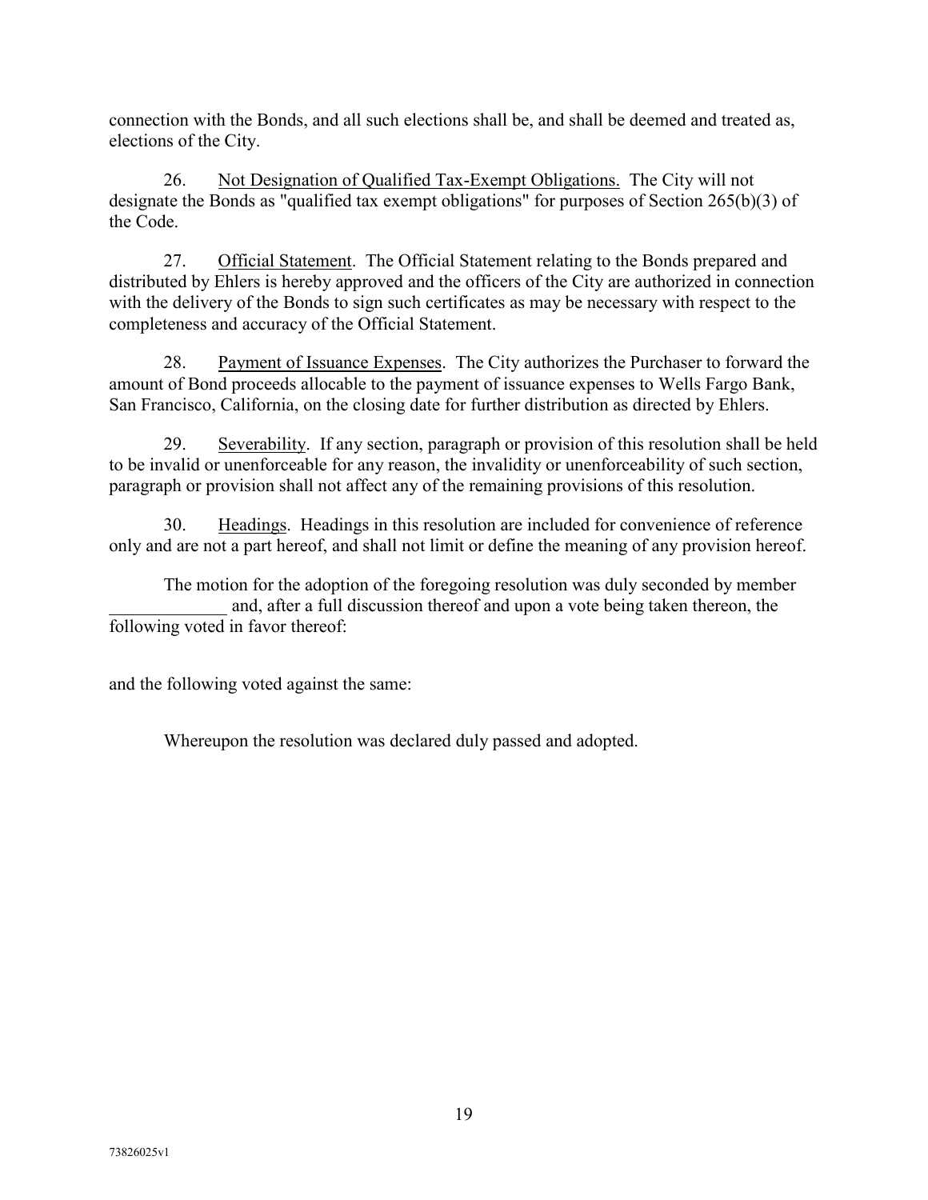connection with the Bonds, and all such elections shall be, and shall be deemed and treated as, elections of the City.

26. Not Designation of Qualified Tax-Exempt Obligations. The City will not designate the Bonds as "qualified tax exempt obligations" for purposes of Section 265(b)(3) of the Code.

27. Official Statement. The Official Statement relating to the Bonds prepared and distributed by Ehlers is hereby approved and the officers of the City are authorized in connection with the delivery of the Bonds to sign such certificates as may be necessary with respect to the completeness and accuracy of the Official Statement.

28. Payment of Issuance Expenses. The City authorizes the Purchaser to forward the amount of Bond proceeds allocable to the payment of issuance expenses to Wells Fargo Bank, San Francisco, California, on the closing date for further distribution as directed by Ehlers.

29. Severability. If any section, paragraph or provision of this resolution shall be held to be invalid or unenforceable for any reason, the invalidity or unenforceability of such section, paragraph or provision shall not affect any of the remaining provisions of this resolution.

30. Headings. Headings in this resolution are included for convenience of reference only and are not a part hereof, and shall not limit or define the meaning of any provision hereof.

The motion for the adoption of the foregoing resolution was duly seconded by member _____________ and, after a full discussion thereof and upon a vote being taken thereon, the following voted in favor thereof:

and the following voted against the same:

Whereupon the resolution was declared duly passed and adopted.

73826025v1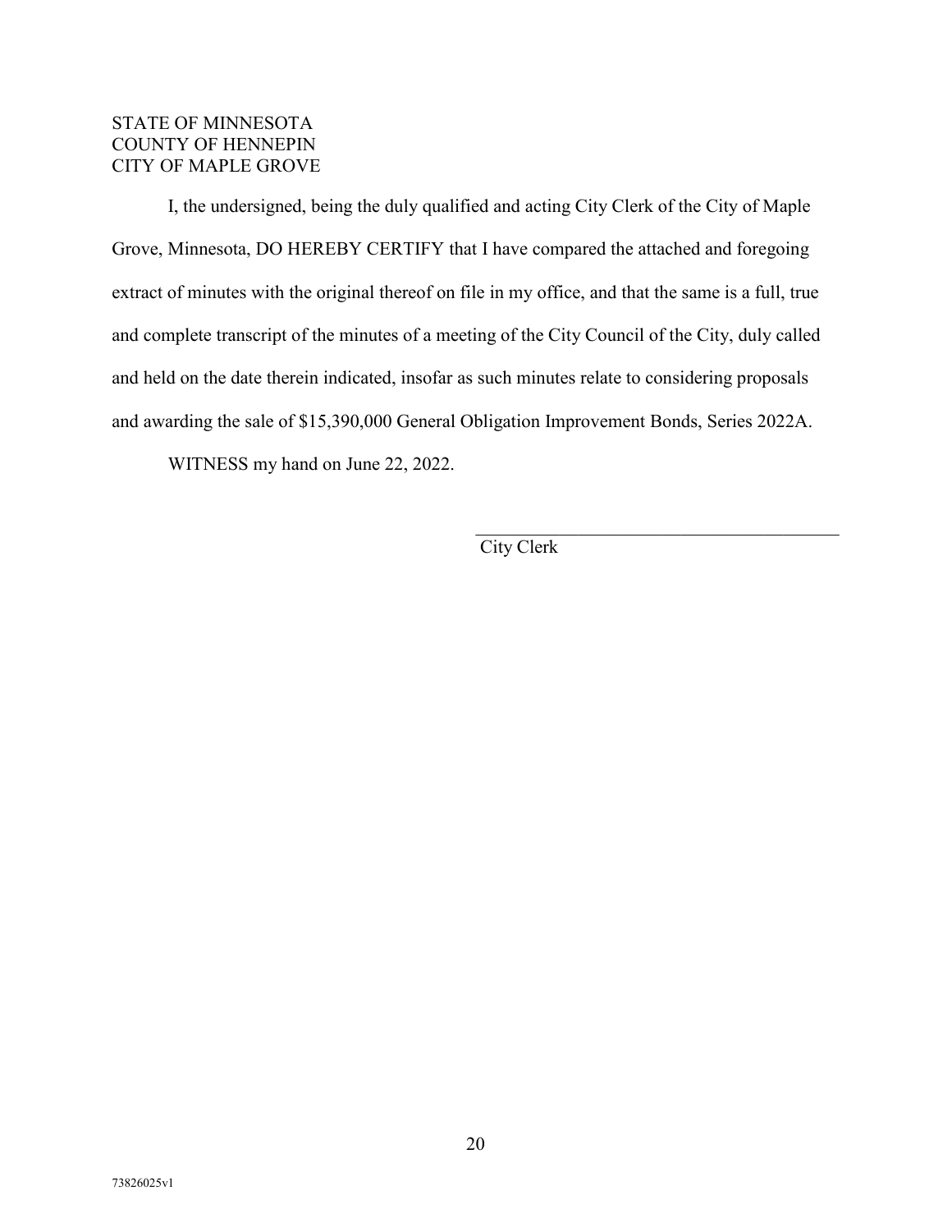STATE OF MINNESOTA
COUNTY OF HENNEPIN
CITY OF MAPLE GROVE

I, the undersigned, being the duly qualified and acting City Clerk of the City of Maple Grove, Minnesota, DO HEREBY CERTIFY that I have compared the attached and foregoing extract of minutes with the original thereof on file in my office, and that the same is a full, true and complete transcript of the minutes of a meeting of the City Council of the City, duly called and held on the date therein indicated, insofar as such minutes relate to considering proposals and awarding the sale of $15,390,000 General Obligation Improvement Bonds, Series 2022A.

WITNESS my hand on June 22, 2022.

\_\_\_\_\_\_\_\_\_\_\_\_\_\_\_\_\_\_\_\_\_\_\_\_\_\_\_\_\_\_\_\_\_\_\_\_\_\_\_\_

City Clerk

73826025v1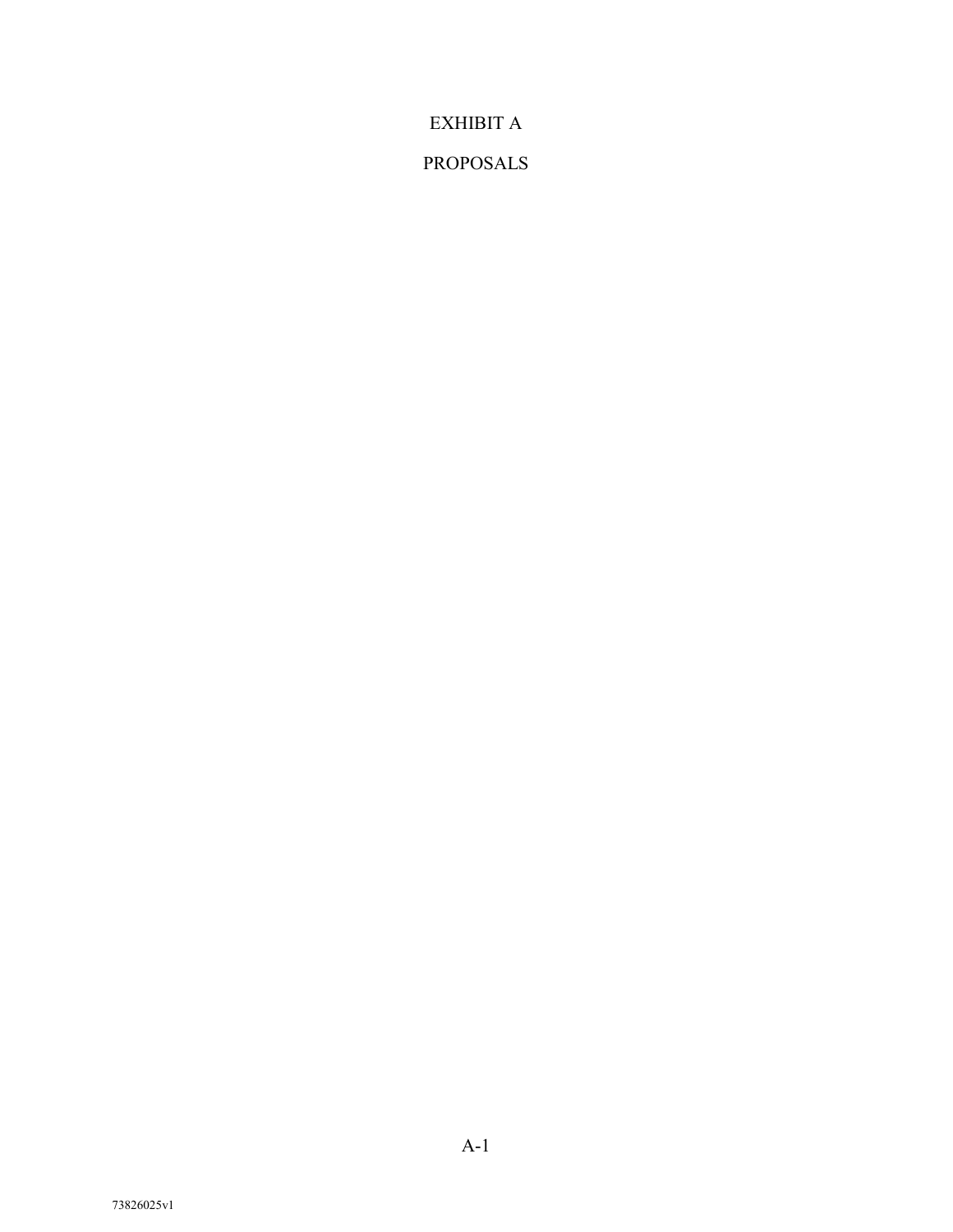# EXHIBIT A

# PROPOSALS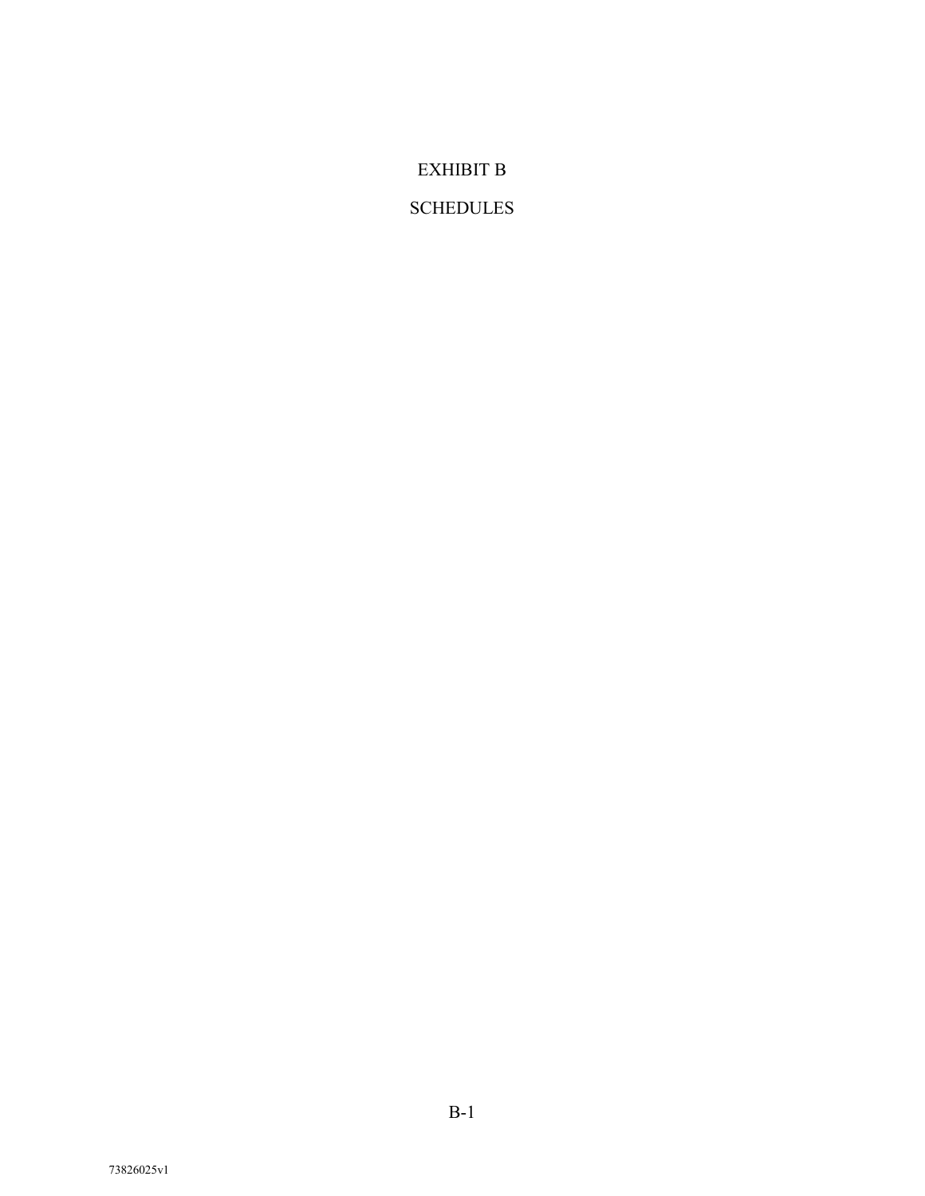# EXHIBIT B

# SCHEDULES